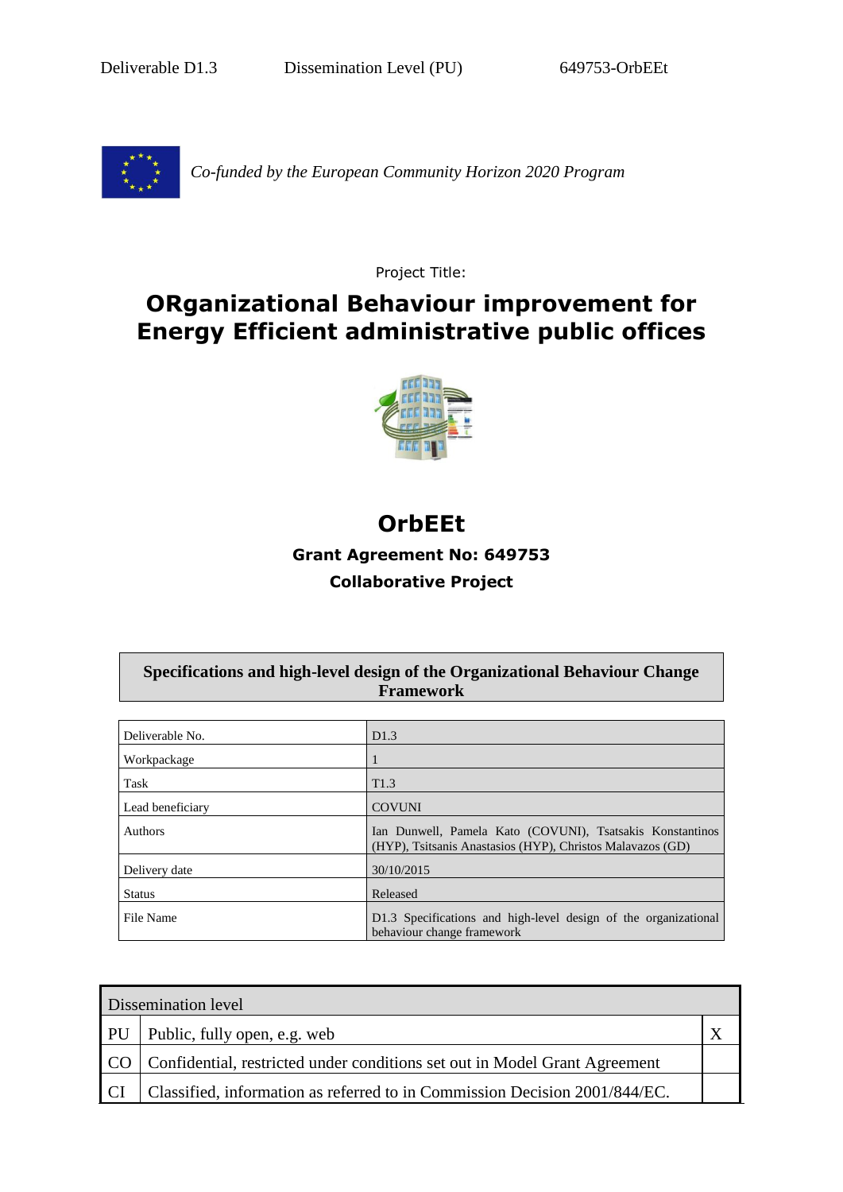Deliverable D1.3 Dissemination Level (PU) 649753-OrbEEt

*Co-funded by the European Community Horizon 2020 Program*

Project Title:

# ORganizational Behaviour improvement for Energy Efficient administrative public offices

# OrbEEt

**Grant Agreement No: 649753**

**Collaborative Project**

| **Specifications and high-level design of the Organizational Behaviour Change Framework** |
|---|

| | |
|---|---|
| Deliverable No. | D1.3 |
| Workpackage | 1 |
| Task | T1.3 |
| Lead beneficiary | COVUNI |
| Authors | Ian Dunwell, Pamela Kato (COVUNI), Tsatsakis Konstantinos (HYP), Tsitsanis Anastasios (HYP), Christos Malavazos (GD) |
| Delivery date | 30/10/2015 |
| Status | Released |
| File Name | D1.3 Specifications and high-level design of the organizational behaviour change framework |

| Dissemination level | | |
|---|---|---|
| PU | Public, fully open, e.g. web | X |
| CO | Confidential, restricted under conditions set out in Model Grant Agreement | |
| CI | Classified, information as referred to in Commission Decision 2001/844/EC. | |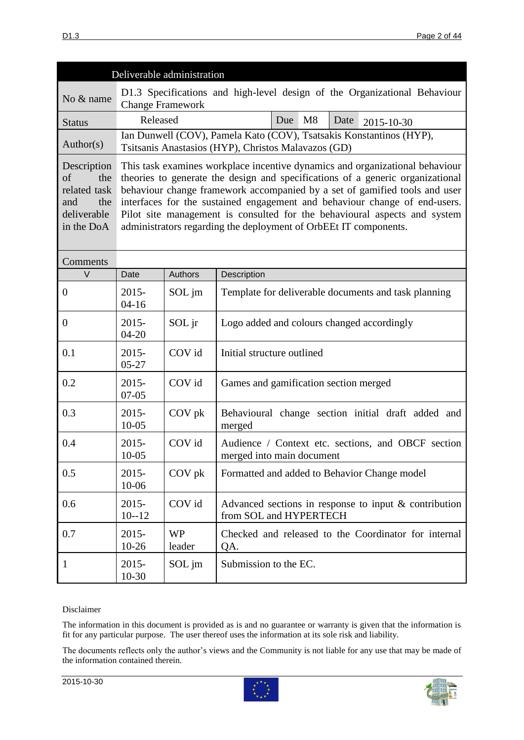| Deliverable administration | | | | | |
|---|---|---|---|---|---|
| No & name | D1.3 Specifications and high-level design of the Organizational Behaviour Change Framework | | | | |
| Status | Released | Due | M8 | Date | 2015-10-30 |
| Author(s) | Ian Dunwell (COV), Pamela Kato (COV), Tsatsakis Konstantinos (HYP), Tsitsanis Anastasios (HYP), Christos Malavazos (GD) | | | | |
| Description of the related task and the deliverable in the DoA | This task examines workplace incentive dynamics and organizational behaviour theories to generate the design and specifications of a generic organizational behaviour change framework accompanied by a set of gamified tools and user interfaces for the sustained engagement and behaviour change of end-users. Pilot site management is consulted for the behavioural aspects and system administrators regarding the deployment of OrbEEt IT components. | | | | |
| Comments | | | | | |

| V | Date | Authors | Description |
|---|---|---|---|
| 0 | 2015-04-16 | SOL jm | Template for deliverable documents and task planning |
| 0 | 2015-04-20 | SOL jr | Logo added and colours changed accordingly |
| 0.1 | 2015-05-27 | COV id | Initial structure outlined |
| 0.2 | 2015-07-05 | COV id | Games and gamification section merged |
| 0.3 | 2015-10-05 | COV pk | Behavioural change section initial draft added and merged |
| 0.4 | 2015-10-05 | COV id | Audience / Context etc. sections, and OBCF section merged into main document |
| 0.5 | 2015-10-06 | COV pk | Formatted and added to Behavior Change model |
| 0.6 | 2015-10--12 | COV id | Advanced sections in response to input & contribution from SOL and HYPERTECH |
| 0.7 | 2015-10-26 | WP leader | Checked and released to the Coordinator for internal QA. |
| 1 | 2015-10-30 | SOL jm | Submission to the EC. |

Disclaimer

The information in this document is provided as is and no guarantee or warranty is given that the information is fit for any particular purpose. The user thereof uses the information at its sole risk and liability.

The documents reflects only the author's views and the Community is not liable for any use that may be made of the information contained therein.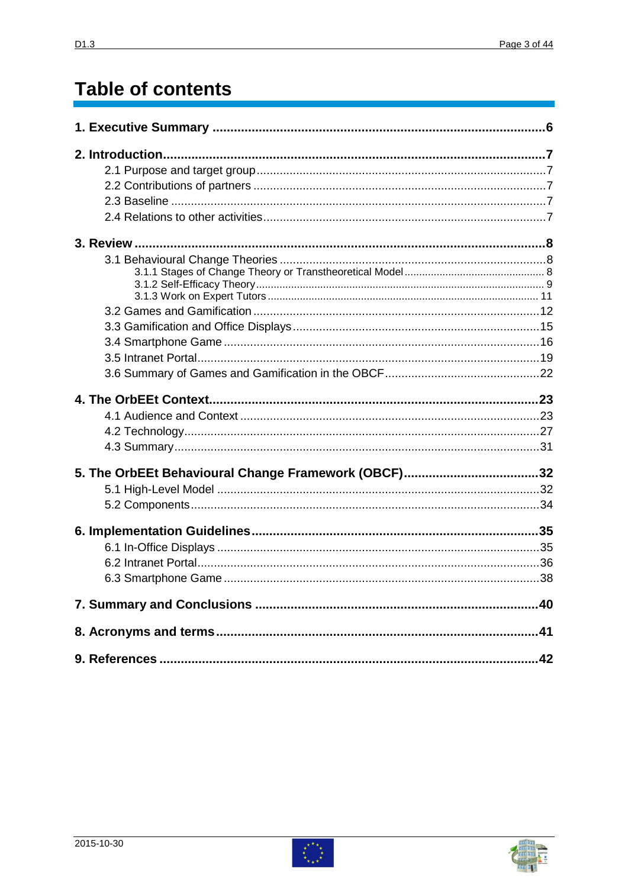# Table of contents

**1. Executive Summary** .......... 6

**2. Introduction** .......... 7

- 2.1 Purpose and target group .......... 7
- 2.2 Contributions of partners .......... 7
- 2.3 Baseline .......... 7
- 2.4 Relations to other activities .......... 7

**3. Review** .......... 8

- 3.1 Behavioural Change Theories .......... 8
  - 3.1.1 Stages of Change Theory or Transtheoretical Model .......... 8
  - 3.1.2 Self-Efficacy Theory .......... 9
  - 3.1.3 Work on Expert Tutors .......... 11
- 3.2 Games and Gamification .......... 12
- 3.3 Gamification and Office Displays .......... 15
- 3.4 Smartphone Game .......... 16
- 3.5 Intranet Portal .......... 19
- 3.6 Summary of Games and Gamification in the OBCF .......... 22

**4. The OrbEEt Context** .......... 23

- 4.1 Audience and Context .......... 23
- 4.2 Technology .......... 27
- 4.3 Summary .......... 31

**5. The OrbEEt Behavioural Change Framework (OBCF)** .......... 32

- 5.1 High-Level Model .......... 32
- 5.2 Components .......... 34

**6. Implementation Guidelines** .......... 35

- 6.1 In-Office Displays .......... 35
- 6.2 Intranet Portal .......... 36
- 6.3 Smartphone Game .......... 38

**7. Summary and Conclusions** .......... 40

**8. Acronyms and terms** .......... 41

**9. References** .......... 42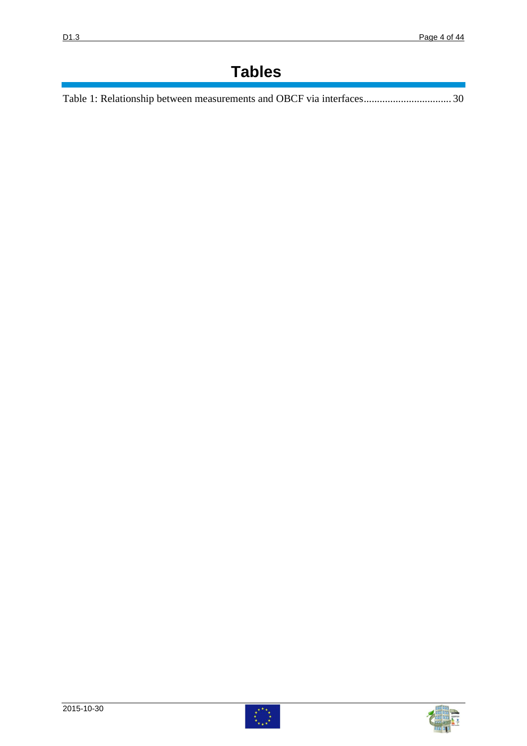# Tables

Table 1: Relationship between measurements and OBCF via interfaces................................ 30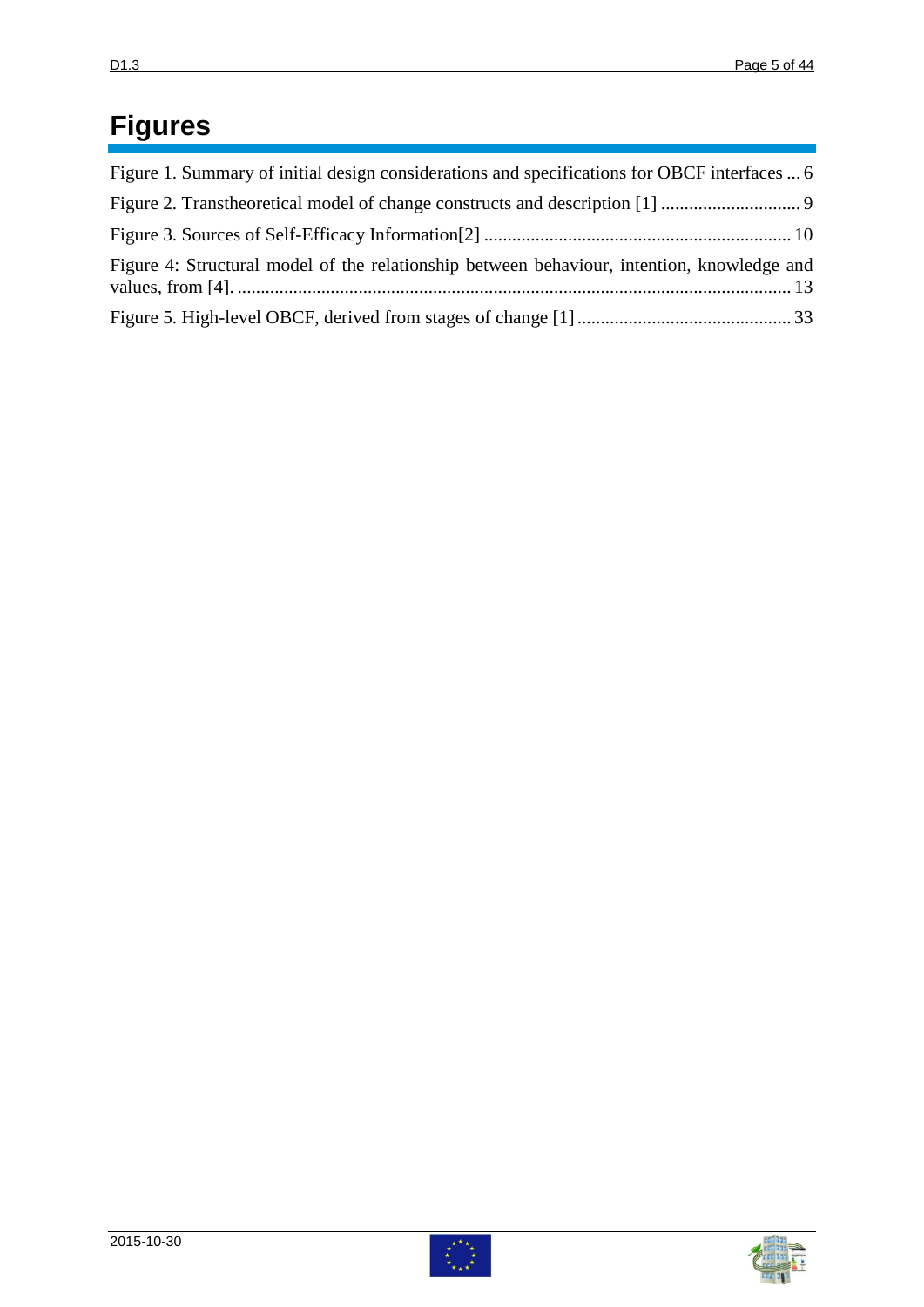# Figures

Figure 1. Summary of initial design considerations and specifications for OBCF interfaces ... 6

Figure 2. Transtheoretical model of change constructs and description [1] .............................. 9

Figure 3. Sources of Self-Efficacy Information[2] ................................................................. 10

Figure 4: Structural model of the relationship between behaviour, intention, knowledge and values, from [4]. ....................................................................................................................... 13

Figure 5. High-level OBCF, derived from stages of change [1] ............................................. 33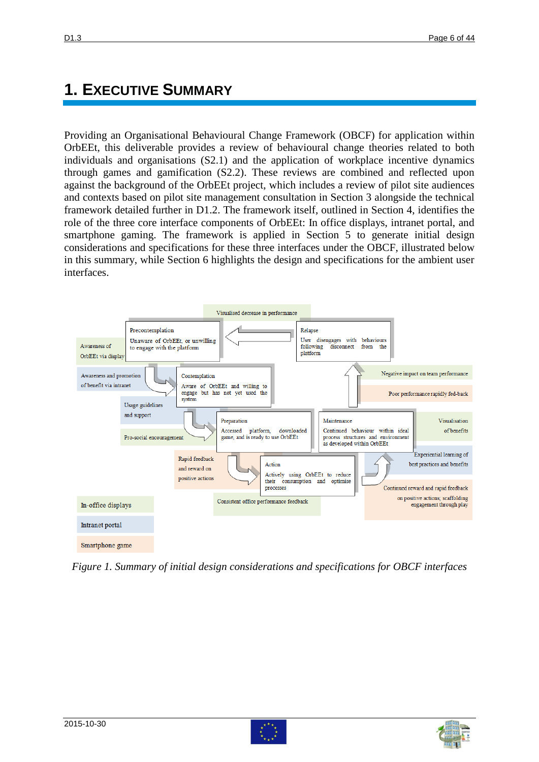# 1. EXECUTIVE SUMMARY

Providing an Organisational Behavioural Change Framework (OBCF) for application within OrbEEt, this deliverable provides a review of behavioural change theories related to both individuals and organisations (S2.1) and the application of workplace incentive dynamics through games and gamification (S2.2). These reviews are combined and reflected upon against the background of the OrbEEt project, which includes a review of pilot site audiences and contexts based on pilot site management consultation in Section 3 alongside the technical framework detailed further in D1.2. The framework itself, outlined in Section 4, identifies the role of the three core interface components of OrbEEt: In office displays, intranet portal, and smartphone gaming. The framework is applied in Section 5 to generate initial design considerations and specifications for these three interfaces under the OBCF, illustrated below in this summary, while Section 6 highlights the design and specifications for the ambient user interfaces.

Visualised decrease in performance

Awareness of OrbEEt via display

**Precontemplation**
Unaware of OrbEEt, or unwilling to engage with the platform

**Relapse**
User disengages with behaviours following disconnect from the platform

Awareness and promotion of benefit via intranet

**Contemplation**
Aware of OrbEEt and willing to engage but has not yet used the system

Negative impact on team performance

Poor performance rapidly fed-back

Usage guidelines and support

Pro-social encouragement

**Preparation**
Accessed platform, downloaded game, and is ready to use OrbEEt

**Maintenance**
Continued behaviour within ideal process structures and environment as developed within OrbEEt

Visualisation of benefits

Rapid feedback and reward on positive actions

**Action**
Actively using OrbEEt to reduce their consumption and optimise processes

Experiential learning of best practices and benefits

Continued reward and rapid feedback on positive actions; scaffolding engagement through play

Consistent office performance feedback

In-office displays

Intranet portal

Smartphone game

*Figure 1. Summary of initial design considerations and specifications for OBCF interfaces*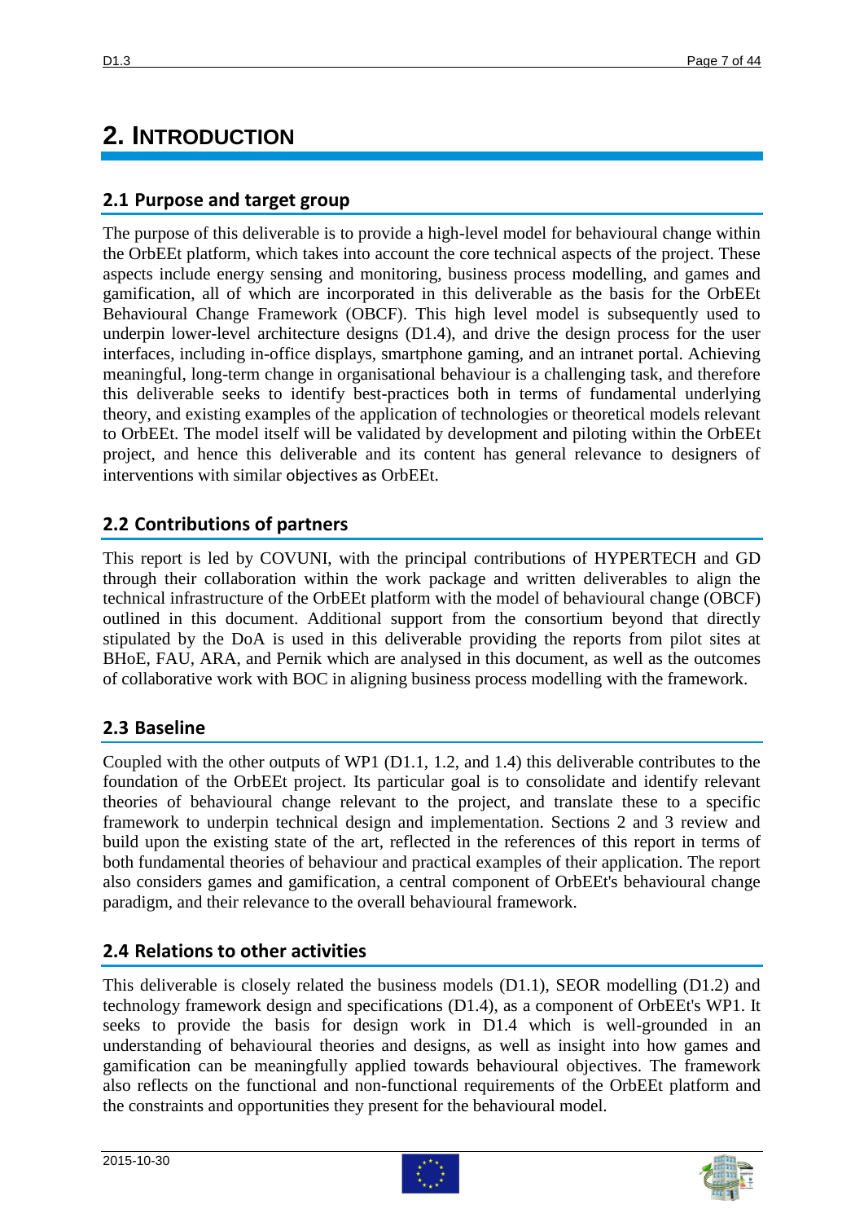# 2. INTRODUCTION

## 2.1 Purpose and target group

The purpose of this deliverable is to provide a high-level model for behavioural change within the OrbEEt platform, which takes into account the core technical aspects of the project. These aspects include energy sensing and monitoring, business process modelling, and games and gamification, all of which are incorporated in this deliverable as the basis for the OrbEEt Behavioural Change Framework (OBCF). This high level model is subsequently used to underpin lower-level architecture designs (D1.4), and drive the design process for the user interfaces, including in-office displays, smartphone gaming, and an intranet portal. Achieving meaningful, long-term change in organisational behaviour is a challenging task, and therefore this deliverable seeks to identify best-practices both in terms of fundamental underlying theory, and existing examples of the application of technologies or theoretical models relevant to OrbEEt. The model itself will be validated by development and piloting within the OrbEEt project, and hence this deliverable and its content has general relevance to designers of interventions with similar objectives as OrbEEt.

## 2.2 Contributions of partners

This report is led by COVUNI, with the principal contributions of HYPERTECH and GD through their collaboration within the work package and written deliverables to align the technical infrastructure of the OrbEEt platform with the model of behavioural change (OBCF) outlined in this document. Additional support from the consortium beyond that directly stipulated by the DoA is used in this deliverable providing the reports from pilot sites at BHoE, FAU, ARA, and Pernik which are analysed in this document, as well as the outcomes of collaborative work with BOC in aligning business process modelling with the framework.

## 2.3 Baseline

Coupled with the other outputs of WP1 (D1.1, 1.2, and 1.4) this deliverable contributes to the foundation of the OrbEEt project. Its particular goal is to consolidate and identify relevant theories of behavioural change relevant to the project, and translate these to a specific framework to underpin technical design and implementation. Sections 2 and 3 review and build upon the existing state of the art, reflected in the references of this report in terms of both fundamental theories of behaviour and practical examples of their application. The report also considers games and gamification, a central component of OrbEEt's behavioural change paradigm, and their relevance to the overall behavioural framework.

## 2.4 Relations to other activities

This deliverable is closely related the business models (D1.1), SEOR modelling (D1.2) and technology framework design and specifications (D1.4), as a component of OrbEEt's WP1. It seeks to provide the basis for design work in D1.4 which is well-grounded in an understanding of behavioural theories and designs, as well as insight into how games and gamification can be meaningfully applied towards behavioural objectives. The framework also reflects on the functional and non-functional requirements of the OrbEEt platform and the constraints and opportunities they present for the behavioural model.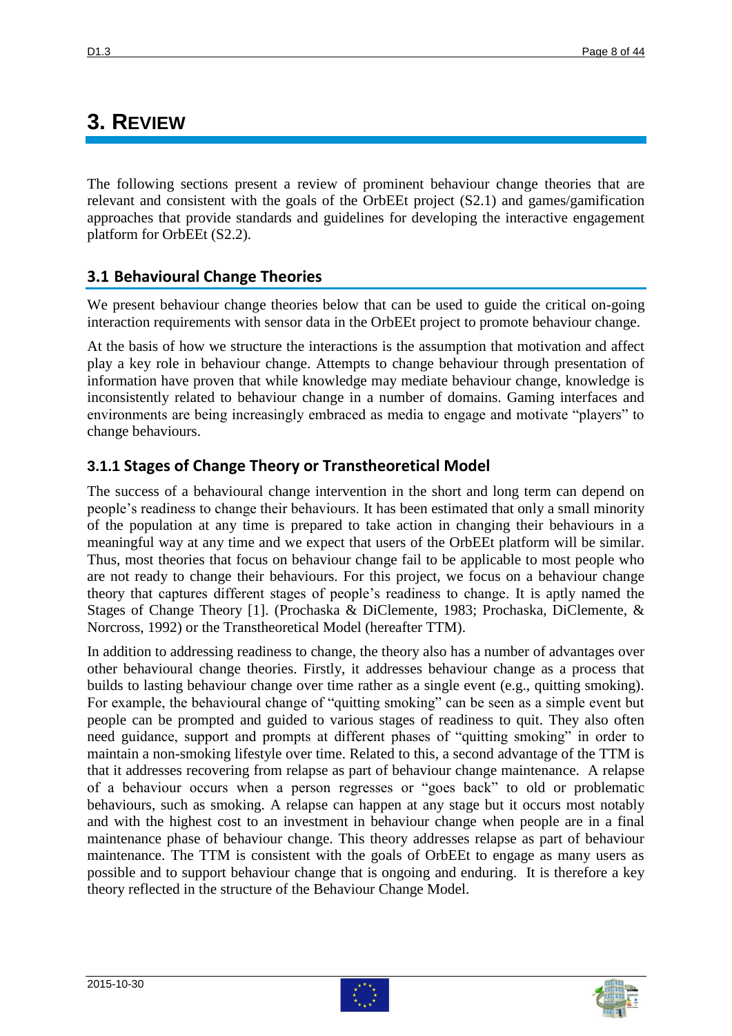# 3. Review

The following sections present a review of prominent behaviour change theories that are relevant and consistent with the goals of the OrbEEt project (S2.1) and games/gamification approaches that provide standards and guidelines for developing the interactive engagement platform for OrbEEt (S2.2).

## 3.1 Behavioural Change Theories

We present behaviour change theories below that can be used to guide the critical on-going interaction requirements with sensor data in the OrbEEt project to promote behaviour change.

At the basis of how we structure the interactions is the assumption that motivation and affect play a key role in behaviour change. Attempts to change behaviour through presentation of information have proven that while knowledge may mediate behaviour change, knowledge is inconsistently related to behaviour change in a number of domains. Gaming interfaces and environments are being increasingly embraced as media to engage and motivate "players" to change behaviours.

### 3.1.1 Stages of Change Theory or Transtheoretical Model

The success of a behavioural change intervention in the short and long term can depend on people's readiness to change their behaviours. It has been estimated that only a small minority of the population at any time is prepared to take action in changing their behaviours in a meaningful way at any time and we expect that users of the OrbEEt platform will be similar. Thus, most theories that focus on behaviour change fail to be applicable to most people who are not ready to change their behaviours. For this project, we focus on a behaviour change theory that captures different stages of people's readiness to change. It is aptly named the Stages of Change Theory [1]. (Prochaska & DiClemente, 1983; Prochaska, DiClemente, & Norcross, 1992) or the Transtheoretical Model (hereafter TTM).

In addition to addressing readiness to change, the theory also has a number of advantages over other behavioural change theories. Firstly, it addresses behaviour change as a process that builds to lasting behaviour change over time rather as a single event (e.g., quitting smoking). For example, the behavioural change of "quitting smoking" can be seen as a simple event but people can be prompted and guided to various stages of readiness to quit. They also often need guidance, support and prompts at different phases of "quitting smoking" in order to maintain a non-smoking lifestyle over time. Related to this, a second advantage of the TTM is that it addresses recovering from relapse as part of behaviour change maintenance. A relapse of a behaviour occurs when a person regresses or "goes back" to old or problematic behaviours, such as smoking. A relapse can happen at any stage but it occurs most notably and with the highest cost to an investment in behaviour change when people are in a final maintenance phase of behaviour change. This theory addresses relapse as part of behaviour maintenance. The TTM is consistent with the goals of OrbEEt to engage as many users as possible and to support behaviour change that is ongoing and enduring. It is therefore a key theory reflected in the structure of the Behaviour Change Model.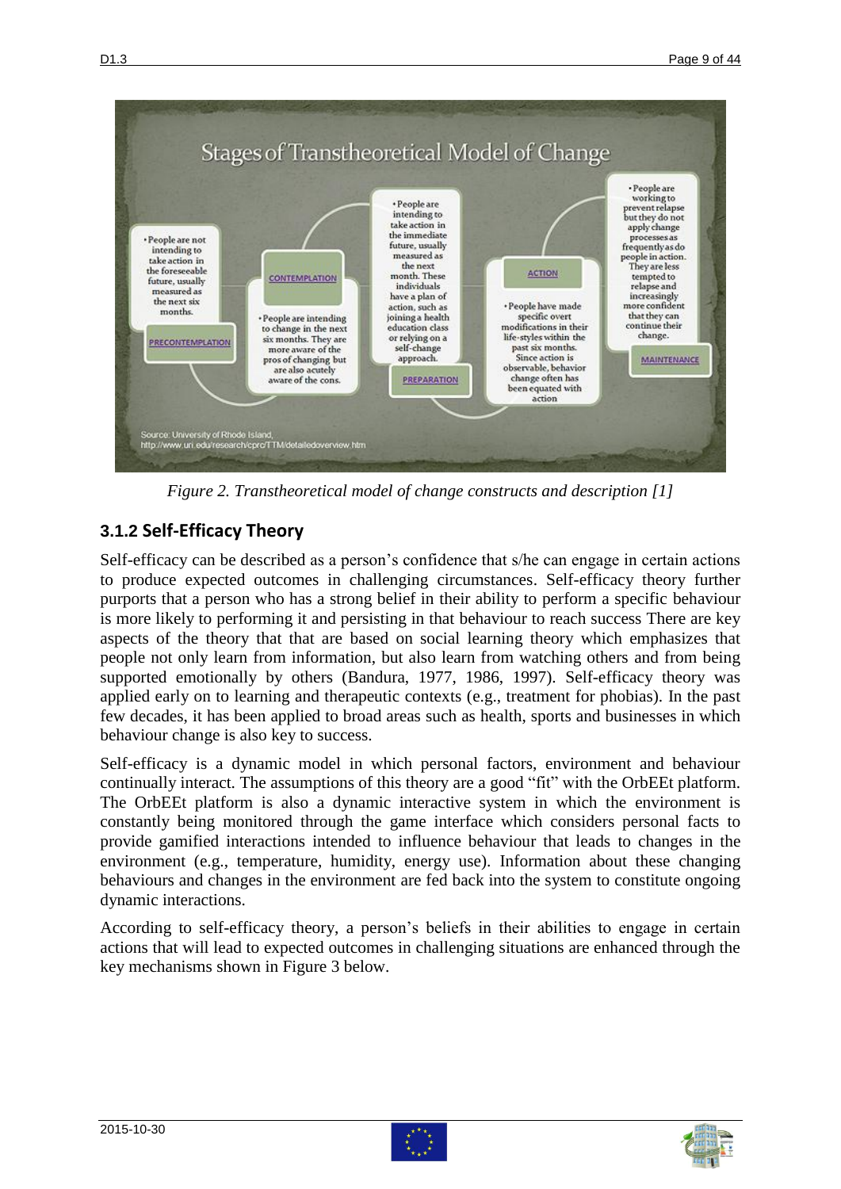*Figure 2. Transtheoretical model of change constructs and description [1]*

### 3.1.2 Self-Efficacy Theory

Self-efficacy can be described as a person's confidence that s/he can engage in certain actions to produce expected outcomes in challenging circumstances. Self-efficacy theory further purports that a person who has a strong belief in their ability to perform a specific behaviour is more likely to performing it and persisting in that behaviour to reach success There are key aspects of the theory that that are based on social learning theory which emphasizes that people not only learn from information, but also learn from watching others and from being supported emotionally by others (Bandura, 1977, 1986, 1997). Self-efficacy theory was applied early on to learning and therapeutic contexts (e.g., treatment for phobias). In the past few decades, it has been applied to broad areas such as health, sports and businesses in which behaviour change is also key to success.

Self-efficacy is a dynamic model in which personal factors, environment and behaviour continually interact. The assumptions of this theory are a good "fit" with the OrbEEt platform. The OrbEEt platform is also a dynamic interactive system in which the environment is constantly being monitored through the game interface which considers personal facts to provide gamified interactions intended to influence behaviour that leads to changes in the environment (e.g., temperature, humidity, energy use). Information about these changing behaviours and changes in the environment are fed back into the system to constitute ongoing dynamic interactions.

According to self-efficacy theory, a person's beliefs in their abilities to engage in certain actions that will lead to expected outcomes in challenging situations are enhanced through the key mechanisms shown in Figure 3 below.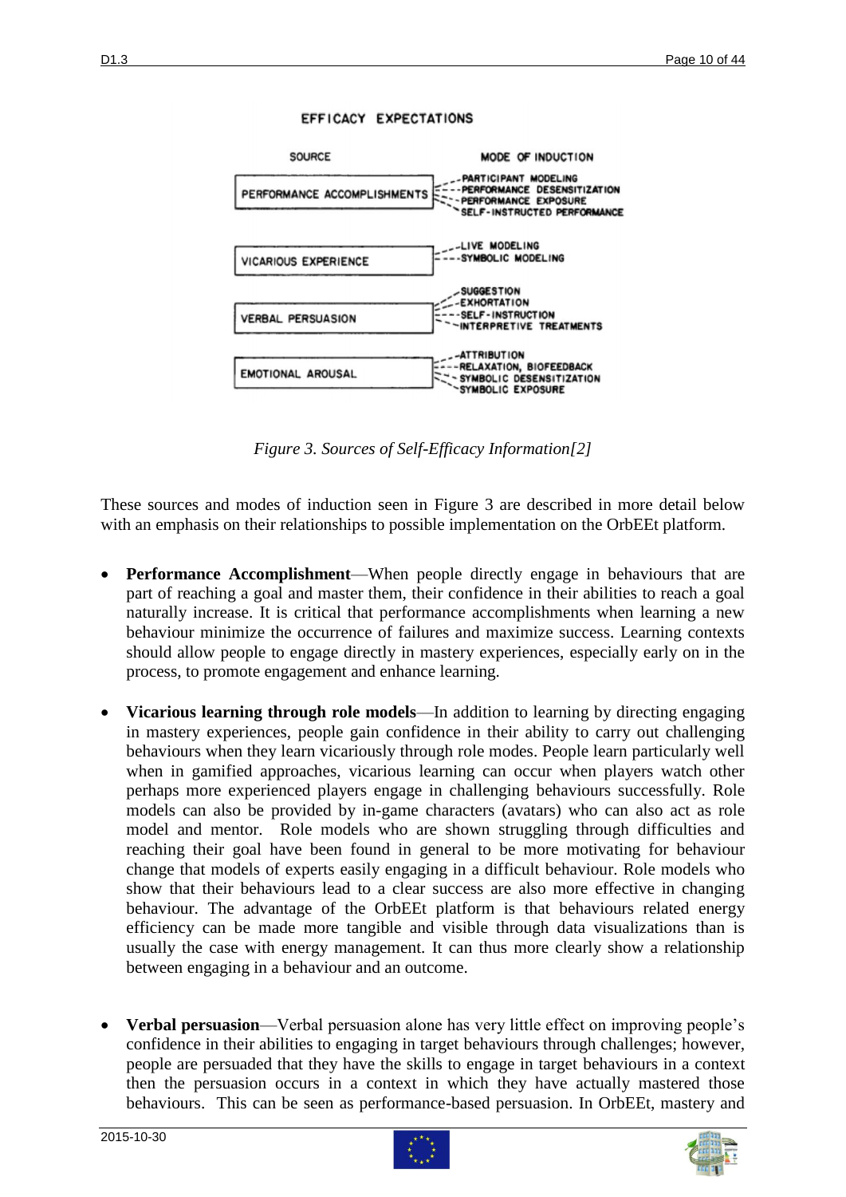EFFICACY EXPECTATIONS

| SOURCE | MODE OF INDUCTION |
| --- | --- |
| PERFORMANCE ACCOMPLISHMENTS | PARTICIPANT MODELING<br>PERFORMANCE DESENSITIZATION<br>PERFORMANCE EXPOSURE<br>SELF-INSTRUCTED PERFORMANCE |
| VICARIOUS EXPERIENCE | LIVE MODELING<br>SYMBOLIC MODELING |
| VERBAL PERSUASION | SUGGESTION<br>EXHORTATION<br>SELF-INSTRUCTION<br>INTERPRETIVE TREATMENTS |
| EMOTIONAL AROUSAL | ATTRIBUTION<br>RELAXATION, BIOFEEDBACK<br>SYMBOLIC DESENSITIZATION<br>SYMBOLIC EXPOSURE |

*Figure 3. Sources of Self-Efficacy Information[2]*

These sources and modes of induction seen in Figure 3 are described in more detail below with an emphasis on their relationships to possible implementation on the OrbEEt platform.

- **Performance Accomplishment**—When people directly engage in behaviours that are part of reaching a goal and master them, their confidence in their abilities to reach a goal naturally increase. It is critical that performance accomplishments when learning a new behaviour minimize the occurrence of failures and maximize success. Learning contexts should allow people to engage directly in mastery experiences, especially early on in the process, to promote engagement and enhance learning.

- **Vicarious learning through role models**—In addition to learning by directing engaging in mastery experiences, people gain confidence in their ability to carry out challenging behaviours when they learn vicariously through role modes. People learn particularly well when in gamified approaches, vicarious learning can occur when players watch other perhaps more experienced players engage in challenging behaviours successfully. Role models can also be provided by in-game characters (avatars) who can also act as role model and mentor. Role models who are shown struggling through difficulties and reaching their goal have been found in general to be more motivating for behaviour change that models of experts easily engaging in a difficult behaviour. Role models who show that their behaviours lead to a clear success are also more effective in changing behaviour. The advantage of the OrbEEt platform is that behaviours related energy efficiency can be made more tangible and visible through data visualizations than is usually the case with energy management. It can thus more clearly show a relationship between engaging in a behaviour and an outcome.

- **Verbal persuasion**—Verbal persuasion alone has very little effect on improving people's confidence in their abilities to engaging in target behaviours through challenges; however, people are persuaded that they have the skills to engage in target behaviours in a context then the persuasion occurs in a context in which they have actually mastered those behaviours. This can be seen as performance-based persuasion. In OrbEEt, mastery and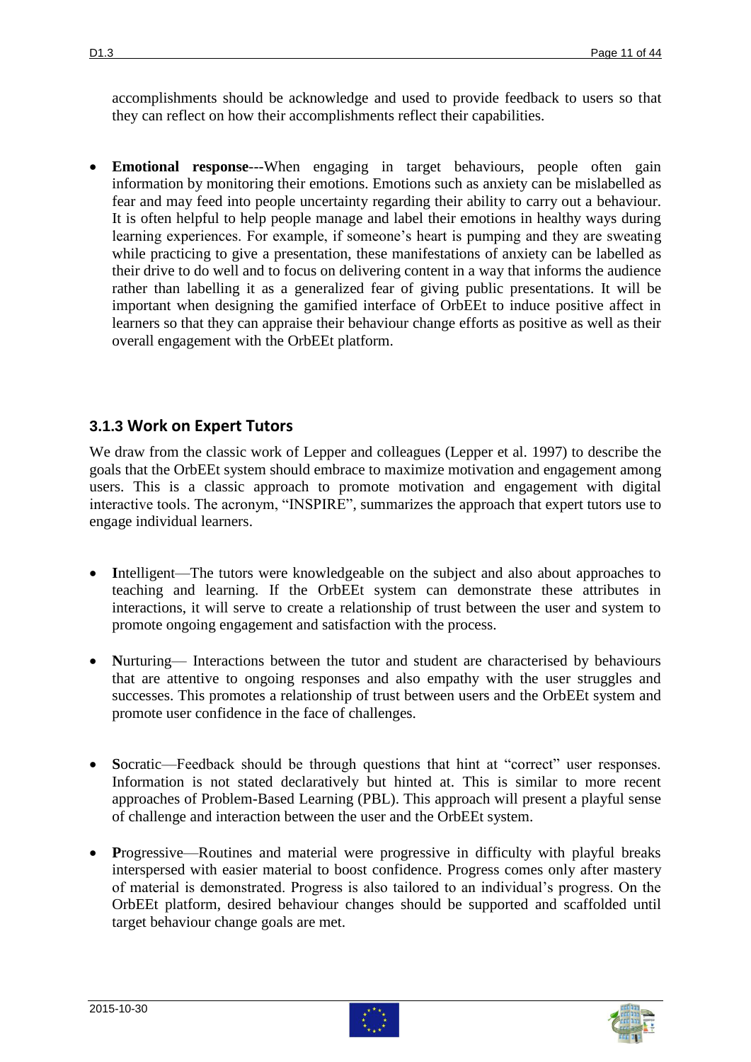accomplishments should be acknowledge and used to provide feedback to users so that they can reflect on how their accomplishments reflect their capabilities.

- **Emotional response**---When engaging in target behaviours, people often gain information by monitoring their emotions. Emotions such as anxiety can be mislabelled as fear and may feed into people uncertainty regarding their ability to carry out a behaviour. It is often helpful to help people manage and label their emotions in healthy ways during learning experiences. For example, if someone's heart is pumping and they are sweating while practicing to give a presentation, these manifestations of anxiety can be labelled as their drive to do well and to focus on delivering content in a way that informs the audience rather than labelling it as a generalized fear of giving public presentations. It will be important when designing the gamified interface of OrbEEt to induce positive affect in learners so that they can appraise their behaviour change efforts as positive as well as their overall engagement with the OrbEEt platform.

### 3.1.3 Work on Expert Tutors

We draw from the classic work of Lepper and colleagues (Lepper et al. 1997) to describe the goals that the OrbEEt system should embrace to maximize motivation and engagement among users. This is a classic approach to promote motivation and engagement with digital interactive tools. The acronym, "INSPIRE", summarizes the approach that expert tutors use to engage individual learners.

- **I**ntelligent—The tutors were knowledgeable on the subject and also about approaches to teaching and learning. If the OrbEEt system can demonstrate these attributes in interactions, it will serve to create a relationship of trust between the user and system to promote ongoing engagement and satisfaction with the process.

- **N**urturing— Interactions between the tutor and student are characterised by behaviours that are attentive to ongoing responses and also empathy with the user struggles and successes. This promotes a relationship of trust between users and the OrbEEt system and promote user confidence in the face of challenges.

- **S**ocratic—Feedback should be through questions that hint at "correct" user responses. Information is not stated declaratively but hinted at. This is similar to more recent approaches of Problem-Based Learning (PBL). This approach will present a playful sense of challenge and interaction between the user and the OrbEEt system.

- **P**rogressive—Routines and material were progressive in difficulty with playful breaks interspersed with easier material to boost confidence. Progress comes only after mastery of material is demonstrated. Progress is also tailored to an individual's progress. On the OrbEEt platform, desired behaviour changes should be supported and scaffolded until target behaviour change goals are met.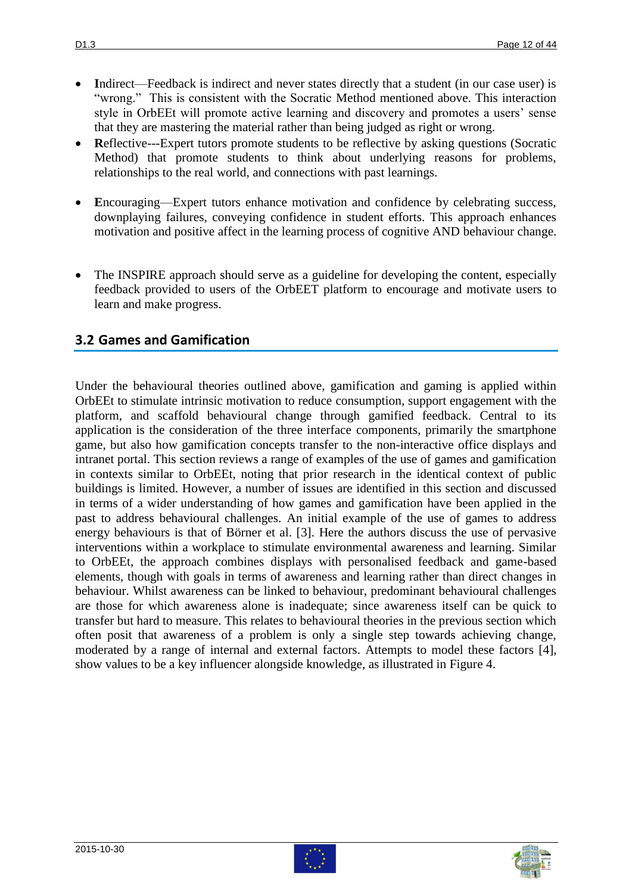- **I**ndirect—Feedback is indirect and never states directly that a student (in our case user) is "wrong." This is consistent with the Socratic Method mentioned above. This interaction style in OrbEEt will promote active learning and discovery and promotes a users' sense that they are mastering the material rather than being judged as right or wrong.
- **R**eflective---Expert tutors promote students to be reflective by asking questions (Socratic Method) that promote students to think about underlying reasons for problems, relationships to the real world, and connections with past learnings.
- **E**ncouraging—Expert tutors enhance motivation and confidence by celebrating success, downplaying failures, conveying confidence in student efforts. This approach enhances motivation and positive affect in the learning process of cognitive AND behaviour change.
- The INSPIRE approach should serve as a guideline for developing the content, especially feedback provided to users of the OrbEET platform to encourage and motivate users to learn and make progress.

## 3.2 Games and Gamification

Under the behavioural theories outlined above, gamification and gaming is applied within OrbEEt to stimulate intrinsic motivation to reduce consumption, support engagement with the platform, and scaffold behavioural change through gamified feedback. Central to its application is the consideration of the three interface components, primarily the smartphone game, but also how gamification concepts transfer to the non-interactive office displays and intranet portal. This section reviews a range of examples of the use of games and gamification in contexts similar to OrbEEt, noting that prior research in the identical context of public buildings is limited. However, a number of issues are identified in this section and discussed in terms of a wider understanding of how games and gamification have been applied in the past to address behavioural challenges. An initial example of the use of games to address energy behaviours is that of Börner et al. [3]. Here the authors discuss the use of pervasive interventions within a workplace to stimulate environmental awareness and learning. Similar to OrbEEt, the approach combines displays with personalised feedback and game-based elements, though with goals in terms of awareness and learning rather than direct changes in behaviour. Whilst awareness can be linked to behaviour, predominant behavioural challenges are those for which awareness alone is inadequate; since awareness itself can be quick to transfer but hard to measure. This relates to behavioural theories in the previous section which often posit that awareness of a problem is only a single step towards achieving change, moderated by a range of internal and external factors. Attempts to model these factors [4], show values to be a key influencer alongside knowledge, as illustrated in Figure 4.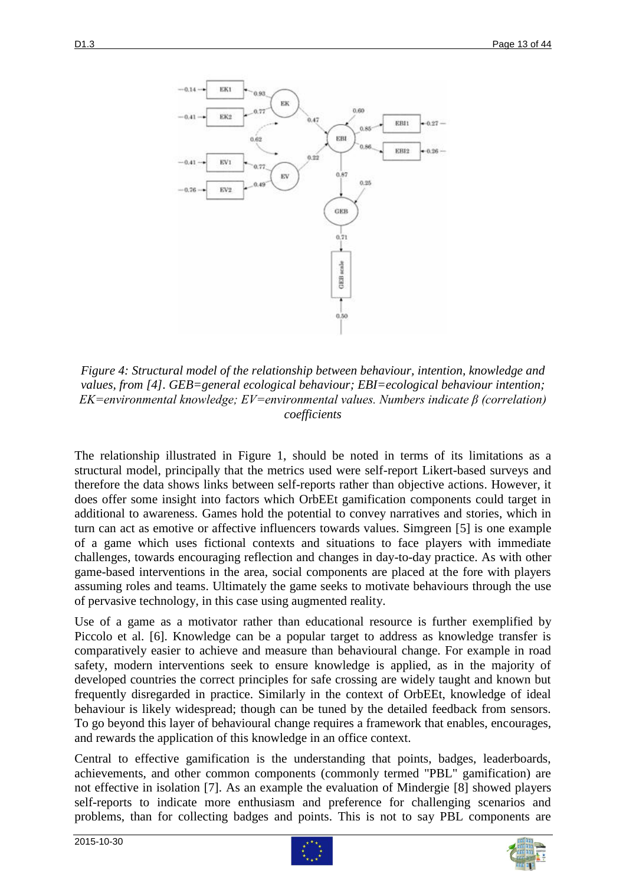*Figure 4: Structural model of the relationship between behaviour, intention, knowledge and values, from [4]. GEB=general ecological behaviour; EBI=ecological behaviour intention; EK=environmental knowledge; EV=environmental values. Numbers indicate β (correlation) coefficients*

The relationship illustrated in Figure 1, should be noted in terms of its limitations as a structural model, principally that the metrics used were self-report Likert-based surveys and therefore the data shows links between self-reports rather than objective actions. However, it does offer some insight into factors which OrbEEt gamification components could target in additional to awareness. Games hold the potential to convey narratives and stories, which in turn can act as emotive or affective influencers towards values. Simgreen [5] is one example of a game which uses fictional contexts and situations to face players with immediate challenges, towards encouraging reflection and changes in day-to-day practice. As with other game-based interventions in the area, social components are placed at the fore with players assuming roles and teams. Ultimately the game seeks to motivate behaviours through the use of pervasive technology, in this case using augmented reality.

Use of a game as a motivator rather than educational resource is further exemplified by Piccolo et al. [6]. Knowledge can be a popular target to address as knowledge transfer is comparatively easier to achieve and measure than behavioural change. For example in road safety, modern interventions seek to ensure knowledge is applied, as in the majority of developed countries the correct principles for safe crossing are widely taught and known but frequently disregarded in practice. Similarly in the context of OrbEEt, knowledge of ideal behaviour is likely widespread; though can be tuned by the detailed feedback from sensors. To go beyond this layer of behavioural change requires a framework that enables, encourages, and rewards the application of this knowledge in an office context.

Central to effective gamification is the understanding that points, badges, leaderboards, achievements, and other common components (commonly termed "PBL" gamification) are not effective in isolation [7]. As an example the evaluation of Mindergie [8] showed players self-reports to indicate more enthusiasm and preference for challenging scenarios and problems, than for collecting badges and points. This is not to say PBL components are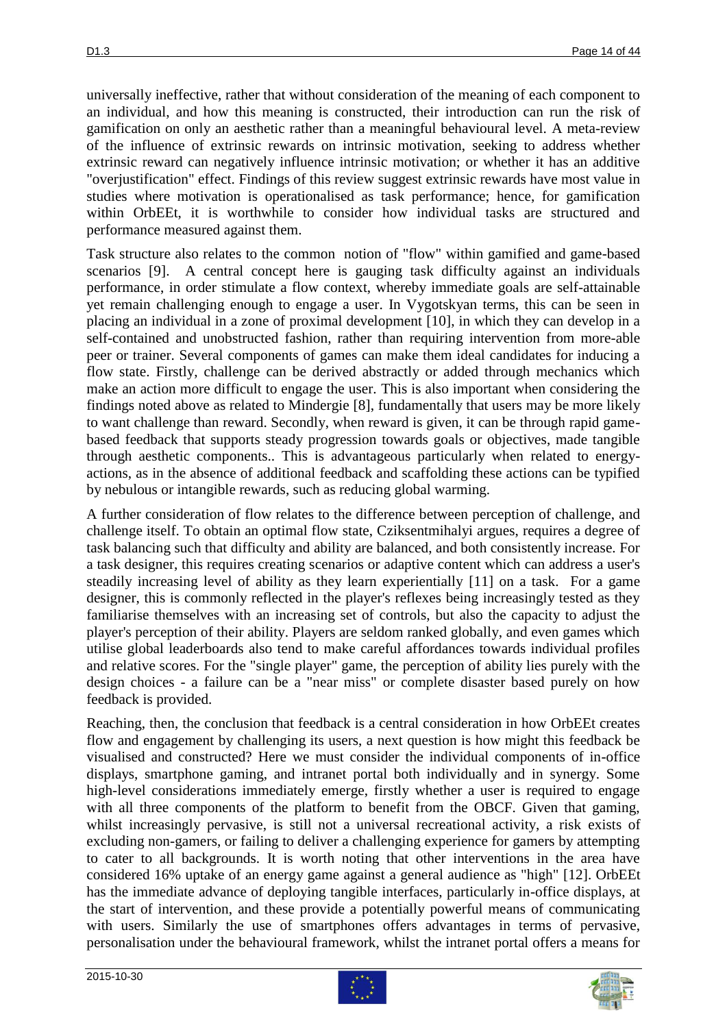universally ineffective, rather that without consideration of the meaning of each component to an individual, and how this meaning is constructed, their introduction can run the risk of gamification on only an aesthetic rather than a meaningful behavioural level. A meta-review of the influence of extrinsic rewards on intrinsic motivation, seeking to address whether extrinsic reward can negatively influence intrinsic motivation; or whether it has an additive "overjustification" effect. Findings of this review suggest extrinsic rewards have most value in studies where motivation is operationalised as task performance; hence, for gamification within OrbEEt, it is worthwhile to consider how individual tasks are structured and performance measured against them.

Task structure also relates to the common notion of "flow" within gamified and game-based scenarios [9]. A central concept here is gauging task difficulty against an individuals performance, in order stimulate a flow context, whereby immediate goals are self-attainable yet remain challenging enough to engage a user. In Vygotskyan terms, this can be seen in placing an individual in a zone of proximal development [10], in which they can develop in a self-contained and unobstructed fashion, rather than requiring intervention from more-able peer or trainer. Several components of games can make them ideal candidates for inducing a flow state. Firstly, challenge can be derived abstractly or added through mechanics which make an action more difficult to engage the user. This is also important when considering the findings noted above as related to Mindergie [8], fundamentally that users may be more likely to want challenge than reward. Secondly, when reward is given, it can be through rapid game-based feedback that supports steady progression towards goals or objectives, made tangible through aesthetic components.. This is advantageous particularly when related to energy-actions, as in the absence of additional feedback and scaffolding these actions can be typified by nebulous or intangible rewards, such as reducing global warming.

A further consideration of flow relates to the difference between perception of challenge, and challenge itself. To obtain an optimal flow state, Cziksentmihalyi argues, requires a degree of task balancing such that difficulty and ability are balanced, and both consistently increase. For a task designer, this requires creating scenarios or adaptive content which can address a user's steadily increasing level of ability as they learn experientially [11] on a task. For a game designer, this is commonly reflected in the player's reflexes being increasingly tested as they familiarise themselves with an increasing set of controls, but also the capacity to adjust the player's perception of their ability. Players are seldom ranked globally, and even games which utilise global leaderboards also tend to make careful affordances towards individual profiles and relative scores. For the "single player" game, the perception of ability lies purely with the design choices - a failure can be a "near miss" or complete disaster based purely on how feedback is provided.

Reaching, then, the conclusion that feedback is a central consideration in how OrbEEt creates flow and engagement by challenging its users, a next question is how might this feedback be visualised and constructed? Here we must consider the individual components of in-office displays, smartphone gaming, and intranet portal both individually and in synergy. Some high-level considerations immediately emerge, firstly whether a user is required to engage with all three components of the platform to benefit from the OBCF. Given that gaming, whilst increasingly pervasive, is still not a universal recreational activity, a risk exists of excluding non-gamers, or failing to deliver a challenging experience for gamers by attempting to cater to all backgrounds. It is worth noting that other interventions in the area have considered 16% uptake of an energy game against a general audience as "high" [12]. OrbEEt has the immediate advance of deploying tangible interfaces, particularly in-office displays, at the start of intervention, and these provide a potentially powerful means of communicating with users. Similarly the use of smartphones offers advantages in terms of pervasive, personalisation under the behavioural framework, whilst the intranet portal offers a means for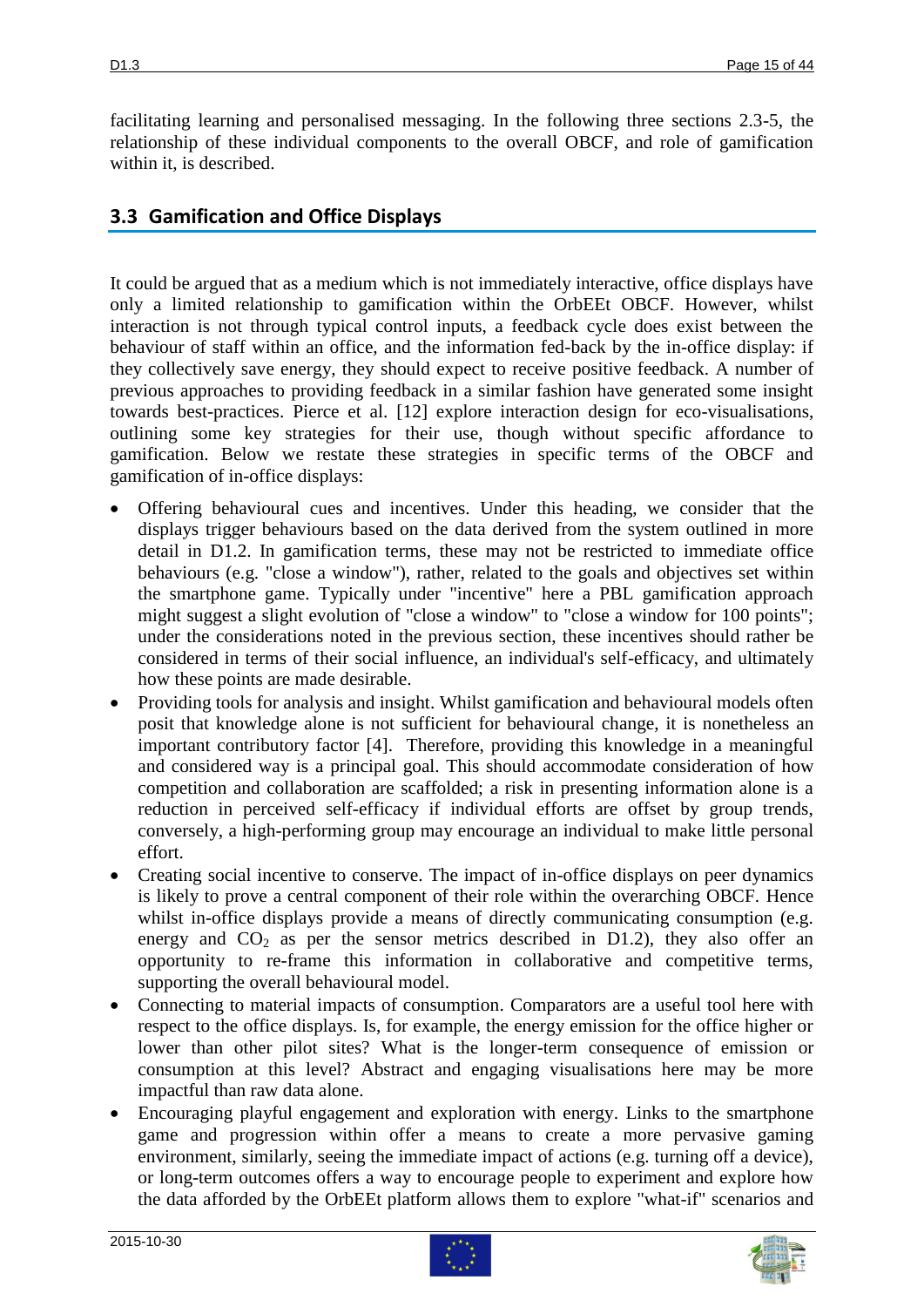facilitating learning and personalised messaging. In the following three sections 2.3-5, the relationship of these individual components to the overall OBCF, and role of gamification within it, is described.

## 3.3 Gamification and Office Displays

It could be argued that as a medium which is not immediately interactive, office displays have only a limited relationship to gamification within the OrbEEt OBCF. However, whilst interaction is not through typical control inputs, a feedback cycle does exist between the behaviour of staff within an office, and the information fed-back by the in-office display: if they collectively save energy, they should expect to receive positive feedback. A number of previous approaches to providing feedback in a similar fashion have generated some insight towards best-practices. Pierce et al. [12] explore interaction design for eco-visualisations, outlining some key strategies for their use, though without specific affordance to gamification. Below we restate these strategies in specific terms of the OBCF and gamification of in-office displays:

- Offering behavioural cues and incentives. Under this heading, we consider that the displays trigger behaviours based on the data derived from the system outlined in more detail in D1.2. In gamification terms, these may not be restricted to immediate office behaviours (e.g. "close a window"), rather, related to the goals and objectives set within the smartphone game. Typically under "incentive" here a PBL gamification approach might suggest a slight evolution of "close a window" to "close a window for 100 points"; under the considerations noted in the previous section, these incentives should rather be considered in terms of their social influence, an individual's self-efficacy, and ultimately how these points are made desirable.
- Providing tools for analysis and insight. Whilst gamification and behavioural models often posit that knowledge alone is not sufficient for behavioural change, it is nonetheless an important contributory factor [4]. Therefore, providing this knowledge in a meaningful and considered way is a principal goal. This should accommodate consideration of how competition and collaboration are scaffolded; a risk in presenting information alone is a reduction in perceived self-efficacy if individual efforts are offset by group trends, conversely, a high-performing group may encourage an individual to make little personal effort.
- Creating social incentive to conserve. The impact of in-office displays on peer dynamics is likely to prove a central component of their role within the overarching OBCF. Hence whilst in-office displays provide a means of directly communicating consumption (e.g. energy and $CO_2$ as per the sensor metrics described in D1.2), they also offer an opportunity to re-frame this information in collaborative and competitive terms, supporting the overall behavioural model.
- Connecting to material impacts of consumption. Comparators are a useful tool here with respect to the office displays. Is, for example, the energy emission for the office higher or lower than other pilot sites? What is the longer-term consequence of emission or consumption at this level? Abstract and engaging visualisations here may be more impactful than raw data alone.
- Encouraging playful engagement and exploration with energy. Links to the smartphone game and progression within offer a means to create a more pervasive gaming environment, similarly, seeing the immediate impact of actions (e.g. turning off a device), or long-term outcomes offers a way to encourage people to experiment and explore how the data afforded by the OrbEEt platform allows them to explore "what-if" scenarios and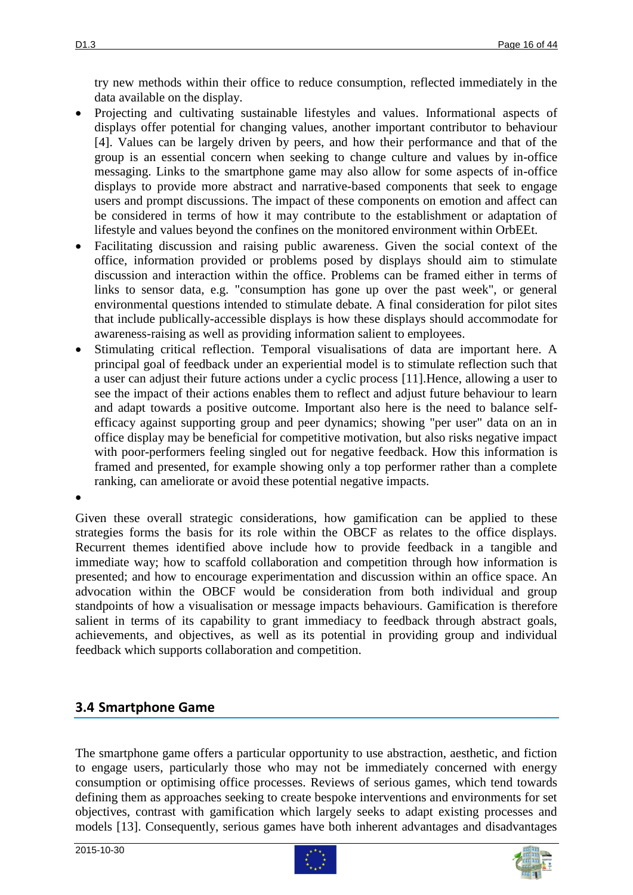try new methods within their office to reduce consumption, reflected immediately in the data available on the display.

- Projecting and cultivating sustainable lifestyles and values. Informational aspects of displays offer potential for changing values, another important contributor to behaviour [4]. Values can be largely driven by peers, and how their performance and that of the group is an essential concern when seeking to change culture and values by in-office messaging. Links to the smartphone game may also allow for some aspects of in-office displays to provide more abstract and narrative-based components that seek to engage users and prompt discussions. The impact of these components on emotion and affect can be considered in terms of how it may contribute to the establishment or adaptation of lifestyle and values beyond the confines on the monitored environment within OrbEEt.
- Facilitating discussion and raising public awareness. Given the social context of the office, information provided or problems posed by displays should aim to stimulate discussion and interaction within the office. Problems can be framed either in terms of links to sensor data, e.g. "consumption has gone up over the past week", or general environmental questions intended to stimulate debate. A final consideration for pilot sites that include publically-accessible displays is how these displays should accommodate for awareness-raising as well as providing information salient to employees.
- Stimulating critical reflection. Temporal visualisations of data are important here. A principal goal of feedback under an experiential model is to stimulate reflection such that a user can adjust their future actions under a cyclic process [11].Hence, allowing a user to see the impact of their actions enables them to reflect and adjust future behaviour to learn and adapt towards a positive outcome. Important also here is the need to balance self-efficacy against supporting group and peer dynamics; showing "per user" data on an in office display may be beneficial for competitive motivation, but also risks negative impact with poor-performers feeling singled out for negative feedback. How this information is framed and presented, for example showing only a top performer rather than a complete ranking, can ameliorate or avoid these potential negative impacts.

Given these overall strategic considerations, how gamification can be applied to these strategies forms the basis for its role within the OBCF as relates to the office displays. Recurrent themes identified above include how to provide feedback in a tangible and immediate way; how to scaffold collaboration and competition through how information is presented; and how to encourage experimentation and discussion within an office space. An advocation within the OBCF would be consideration from both individual and group standpoints of how a visualisation or message impacts behaviours. Gamification is therefore salient in terms of its capability to grant immediacy to feedback through abstract goals, achievements, and objectives, as well as its potential in providing group and individual feedback which supports collaboration and competition.

## 3.4 Smartphone Game

The smartphone game offers a particular opportunity to use abstraction, aesthetic, and fiction to engage users, particularly those who may not be immediately concerned with energy consumption or optimising office processes. Reviews of serious games, which tend towards defining them as approaches seeking to create bespoke interventions and environments for set objectives, contrast with gamification which largely seeks to adapt existing processes and models [13]. Consequently, serious games have both inherent advantages and disadvantages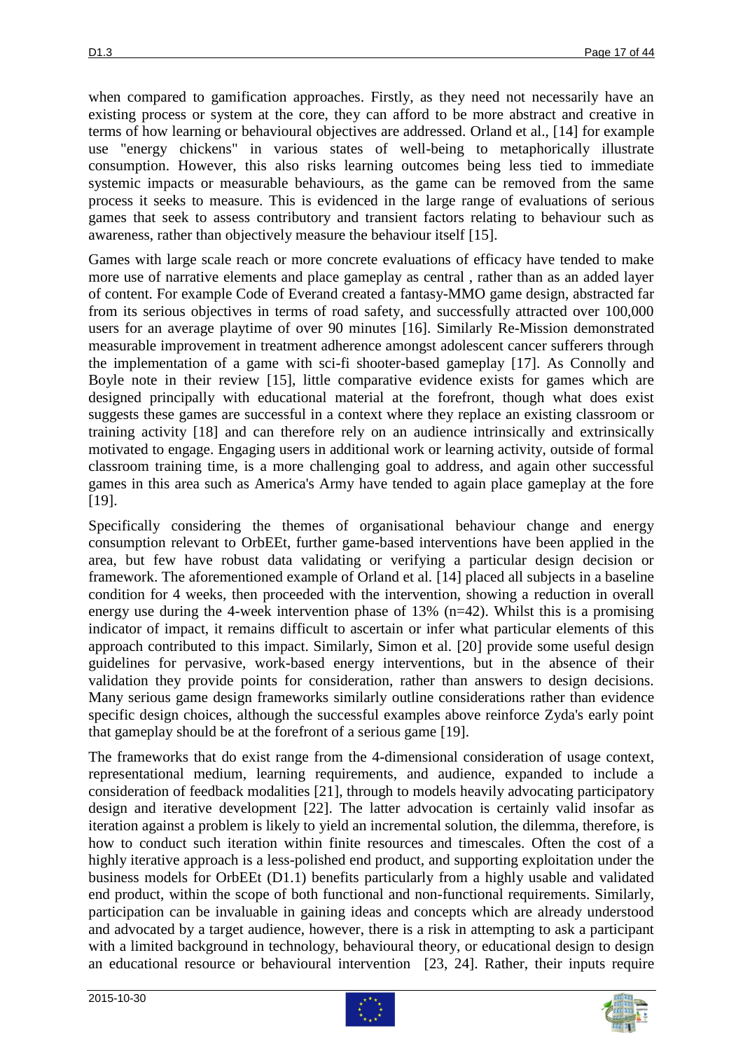when compared to gamification approaches. Firstly, as they need not necessarily have an existing process or system at the core, they can afford to be more abstract and creative in terms of how learning or behavioural objectives are addressed. Orland et al., [14] for example use "energy chickens" in various states of well-being to metaphorically illustrate consumption. However, this also risks learning outcomes being less tied to immediate systemic impacts or measurable behaviours, as the game can be removed from the same process it seeks to measure. This is evidenced in the large range of evaluations of serious games that seek to assess contributory and transient factors relating to behaviour such as awareness, rather than objectively measure the behaviour itself [15].

Games with large scale reach or more concrete evaluations of efficacy have tended to make more use of narrative elements and place gameplay as central , rather than as an added layer of content. For example Code of Everand created a fantasy-MMO game design, abstracted far from its serious objectives in terms of road safety, and successfully attracted over 100,000 users for an average playtime of over 90 minutes [16]. Similarly Re-Mission demonstrated measurable improvement in treatment adherence amongst adolescent cancer sufferers through the implementation of a game with sci-fi shooter-based gameplay [17]. As Connolly and Boyle note in their review [15], little comparative evidence exists for games which are designed principally with educational material at the forefront, though what does exist suggests these games are successful in a context where they replace an existing classroom or training activity [18] and can therefore rely on an audience intrinsically and extrinsically motivated to engage. Engaging users in additional work or learning activity, outside of formal classroom training time, is a more challenging goal to address, and again other successful games in this area such as America's Army have tended to again place gameplay at the fore [19].

Specifically considering the themes of organisational behaviour change and energy consumption relevant to OrbEEt, further game-based interventions have been applied in the area, but few have robust data validating or verifying a particular design decision or framework. The aforementioned example of Orland et al. [14] placed all subjects in a baseline condition for 4 weeks, then proceeded with the intervention, showing a reduction in overall energy use during the 4-week intervention phase of 13% (n=42). Whilst this is a promising indicator of impact, it remains difficult to ascertain or infer what particular elements of this approach contributed to this impact. Similarly, Simon et al. [20] provide some useful design guidelines for pervasive, work-based energy interventions, but in the absence of their validation they provide points for consideration, rather than answers to design decisions. Many serious game design frameworks similarly outline considerations rather than evidence specific design choices, although the successful examples above reinforce Zyda's early point that gameplay should be at the forefront of a serious game [19].

The frameworks that do exist range from the 4-dimensional consideration of usage context, representational medium, learning requirements, and audience, expanded to include a consideration of feedback modalities [21], through to models heavily advocating participatory design and iterative development [22]. The latter advocation is certainly valid insofar as iteration against a problem is likely to yield an incremental solution, the dilemma, therefore, is how to conduct such iteration within finite resources and timescales. Often the cost of a highly iterative approach is a less-polished end product, and supporting exploitation under the business models for OrbEEt (D1.1) benefits particularly from a highly usable and validated end product, within the scope of both functional and non-functional requirements. Similarly, participation can be invaluable in gaining ideas and concepts which are already understood and advocated by a target audience, however, there is a risk in attempting to ask a participant with a limited background in technology, behavioural theory, or educational design to design an educational resource or behavioural intervention [23, 24]. Rather, their inputs require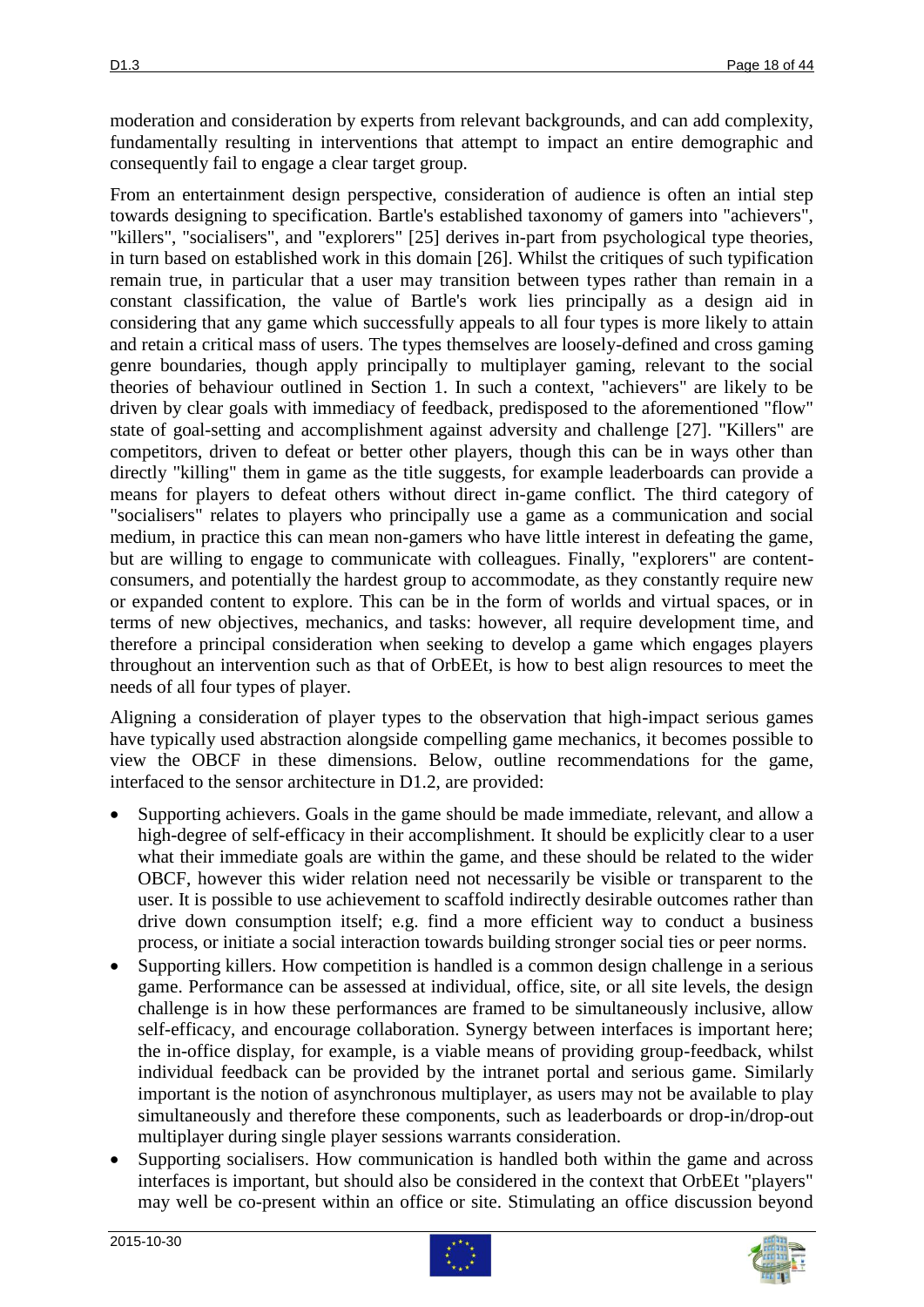moderation and consideration by experts from relevant backgrounds, and can add complexity, fundamentally resulting in interventions that attempt to impact an entire demographic and consequently fail to engage a clear target group.

From an entertainment design perspective, consideration of audience is often an intial step towards designing to specification. Bartle's established taxonomy of gamers into "achievers", "killers", "socialisers", and "explorers" [25] derives in-part from psychological type theories, in turn based on established work in this domain [26]. Whilst the critiques of such typification remain true, in particular that a user may transition between types rather than remain in a constant classification, the value of Bartle's work lies principally as a design aid in considering that any game which successfully appeals to all four types is more likely to attain and retain a critical mass of users. The types themselves are loosely-defined and cross gaming genre boundaries, though apply principally to multiplayer gaming, relevant to the social theories of behaviour outlined in Section 1. In such a context, "achievers" are likely to be driven by clear goals with immediacy of feedback, predisposed to the aforementioned "flow" state of goal-setting and accomplishment against adversity and challenge [27]. "Killers" are competitors, driven to defeat or better other players, though this can be in ways other than directly "killing" them in game as the title suggests, for example leaderboards can provide a means for players to defeat others without direct in-game conflict. The third category of "socialisers" relates to players who principally use a game as a communication and social medium, in practice this can mean non-gamers who have little interest in defeating the game, but are willing to engage to communicate with colleagues. Finally, "explorers" are content-consumers, and potentially the hardest group to accommodate, as they constantly require new or expanded content to explore. This can be in the form of worlds and virtual spaces, or in terms of new objectives, mechanics, and tasks: however, all require development time, and therefore a principal consideration when seeking to develop a game which engages players throughout an intervention such as that of OrbEEt, is how to best align resources to meet the needs of all four types of player.

Aligning a consideration of player types to the observation that high-impact serious games have typically used abstraction alongside compelling game mechanics, it becomes possible to view the OBCF in these dimensions. Below, outline recommendations for the game, interfaced to the sensor architecture in D1.2, are provided:

- Supporting achievers. Goals in the game should be made immediate, relevant, and allow a high-degree of self-efficacy in their accomplishment. It should be explicitly clear to a user what their immediate goals are within the game, and these should be related to the wider OBCF, however this wider relation need not necessarily be visible or transparent to the user. It is possible to use achievement to scaffold indirectly desirable outcomes rather than drive down consumption itself; e.g. find a more efficient way to conduct a business process, or initiate a social interaction towards building stronger social ties or peer norms.
- Supporting killers. How competition is handled is a common design challenge in a serious game. Performance can be assessed at individual, office, site, or all site levels, the design challenge is in how these performances are framed to be simultaneously inclusive, allow self-efficacy, and encourage collaboration. Synergy between interfaces is important here; the in-office display, for example, is a viable means of providing group-feedback, whilst individual feedback can be provided by the intranet portal and serious game. Similarly important is the notion of asynchronous multiplayer, as users may not be available to play simultaneously and therefore these components, such as leaderboards or drop-in/drop-out multiplayer during single player sessions warrants consideration.
- Supporting socialisers. How communication is handled both within the game and across interfaces is important, but should also be considered in the context that OrbEEt "players" may well be co-present within an office or site. Stimulating an office discussion beyond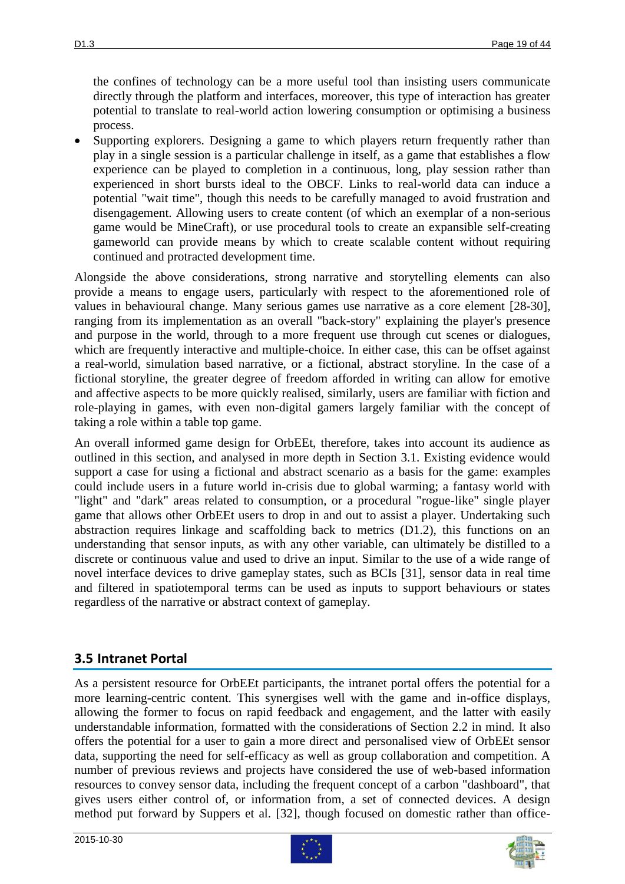the confines of technology can be a more useful tool than insisting users communicate directly through the platform and interfaces, moreover, this type of interaction has greater potential to translate to real-world action lowering consumption or optimising a business process.

- Supporting explorers. Designing a game to which players return frequently rather than play in a single session is a particular challenge in itself, as a game that establishes a flow experience can be played to completion in a continuous, long, play session rather than experienced in short bursts ideal to the OBCF. Links to real-world data can induce a potential "wait time", though this needs to be carefully managed to avoid frustration and disengagement. Allowing users to create content (of which an exemplar of a non-serious game would be MineCraft), or use procedural tools to create an expansible self-creating gameworld can provide means by which to create scalable content without requiring continued and protracted development time.

Alongside the above considerations, strong narrative and storytelling elements can also provide a means to engage users, particularly with respect to the aforementioned role of values in behavioural change. Many serious games use narrative as a core element [28-30], ranging from its implementation as an overall "back-story" explaining the player's presence and purpose in the world, through to a more frequent use through cut scenes or dialogues, which are frequently interactive and multiple-choice. In either case, this can be offset against a real-world, simulation based narrative, or a fictional, abstract storyline. In the case of a fictional storyline, the greater degree of freedom afforded in writing can allow for emotive and affective aspects to be more quickly realised, similarly, users are familiar with fiction and role-playing in games, with even non-digital gamers largely familiar with the concept of taking a role within a table top game.

An overall informed game design for OrbEEt, therefore, takes into account its audience as outlined in this section, and analysed in more depth in Section 3.1. Existing evidence would support a case for using a fictional and abstract scenario as a basis for the game: examples could include users in a future world in-crisis due to global warming; a fantasy world with "light" and "dark" areas related to consumption, or a procedural "rogue-like" single player game that allows other OrbEEt users to drop in and out to assist a player. Undertaking such abstraction requires linkage and scaffolding back to metrics (D1.2), this functions on an understanding that sensor inputs, as with any other variable, can ultimately be distilled to a discrete or continuous value and used to drive an input. Similar to the use of a wide range of novel interface devices to drive gameplay states, such as BCIs [31], sensor data in real time and filtered in spatiotemporal terms can be used as inputs to support behaviours or states regardless of the narrative or abstract context of gameplay.

## 3.5 Intranet Portal

As a persistent resource for OrbEEt participants, the intranet portal offers the potential for a more learning-centric content. This synergises well with the game and in-office displays, allowing the former to focus on rapid feedback and engagement, and the latter with easily understandable information, formatted with the considerations of Section 2.2 in mind. It also offers the potential for a user to gain a more direct and personalised view of OrbEEt sensor data, supporting the need for self-efficacy as well as group collaboration and competition. A number of previous reviews and projects have considered the use of web-based information resources to convey sensor data, including the frequent concept of a carbon "dashboard", that gives users either control of, or information from, a set of connected devices. A design method put forward by Suppers et al. [32], though focused on domestic rather than office-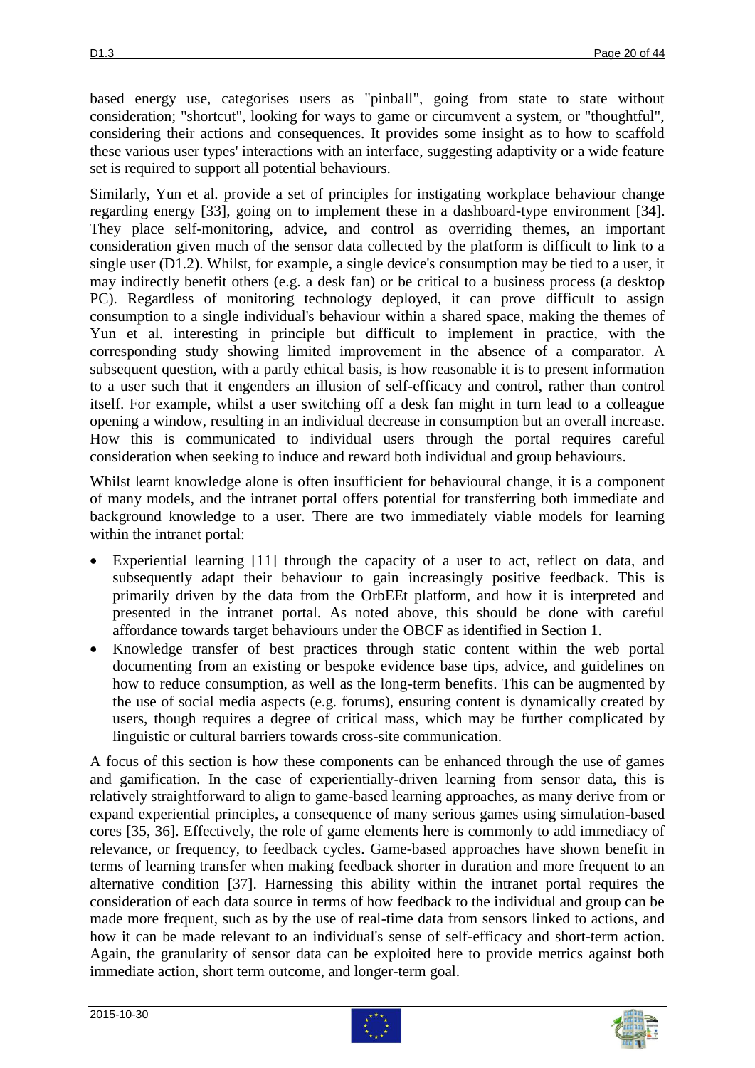based energy use, categorises users as "pinball", going from state to state without consideration; "shortcut", looking for ways to game or circumvent a system, or "thoughtful", considering their actions and consequences. It provides some insight as to how to scaffold these various user types' interactions with an interface, suggesting adaptivity or a wide feature set is required to support all potential behaviours.

Similarly, Yun et al. provide a set of principles for instigating workplace behaviour change regarding energy [33], going on to implement these in a dashboard-type environment [34]. They place self-monitoring, advice, and control as overriding themes, an important consideration given much of the sensor data collected by the platform is difficult to link to a single user (D1.2). Whilst, for example, a single device's consumption may be tied to a user, it may indirectly benefit others (e.g. a desk fan) or be critical to a business process (a desktop PC). Regardless of monitoring technology deployed, it can prove difficult to assign consumption to a single individual's behaviour within a shared space, making the themes of Yun et al. interesting in principle but difficult to implement in practice, with the corresponding study showing limited improvement in the absence of a comparator. A subsequent question, with a partly ethical basis, is how reasonable it is to present information to a user such that it engenders an illusion of self-efficacy and control, rather than control itself. For example, whilst a user switching off a desk fan might in turn lead to a colleague opening a window, resulting in an individual decrease in consumption but an overall increase. How this is communicated to individual users through the portal requires careful consideration when seeking to induce and reward both individual and group behaviours.

Whilst learnt knowledge alone is often insufficient for behavioural change, it is a component of many models, and the intranet portal offers potential for transferring both immediate and background knowledge to a user. There are two immediately viable models for learning within the intranet portal:

- Experiential learning [11] through the capacity of a user to act, reflect on data, and subsequently adapt their behaviour to gain increasingly positive feedback. This is primarily driven by the data from the OrbEEt platform, and how it is interpreted and presented in the intranet portal. As noted above, this should be done with careful affordance towards target behaviours under the OBCF as identified in Section 1.
- Knowledge transfer of best practices through static content within the web portal documenting from an existing or bespoke evidence base tips, advice, and guidelines on how to reduce consumption, as well as the long-term benefits. This can be augmented by the use of social media aspects (e.g. forums), ensuring content is dynamically created by users, though requires a degree of critical mass, which may be further complicated by linguistic or cultural barriers towards cross-site communication.

A focus of this section is how these components can be enhanced through the use of games and gamification. In the case of experientially-driven learning from sensor data, this is relatively straightforward to align to game-based learning approaches, as many derive from or expand experiential principles, a consequence of many serious games using simulation-based cores [35, 36]. Effectively, the role of game elements here is commonly to add immediacy of relevance, or frequency, to feedback cycles. Game-based approaches have shown benefit in terms of learning transfer when making feedback shorter in duration and more frequent to an alternative condition [37]. Harnessing this ability within the intranet portal requires the consideration of each data source in terms of how feedback to the individual and group can be made more frequent, such as by the use of real-time data from sensors linked to actions, and how it can be made relevant to an individual's sense of self-efficacy and short-term action. Again, the granularity of sensor data can be exploited here to provide metrics against both immediate action, short term outcome, and longer-term goal.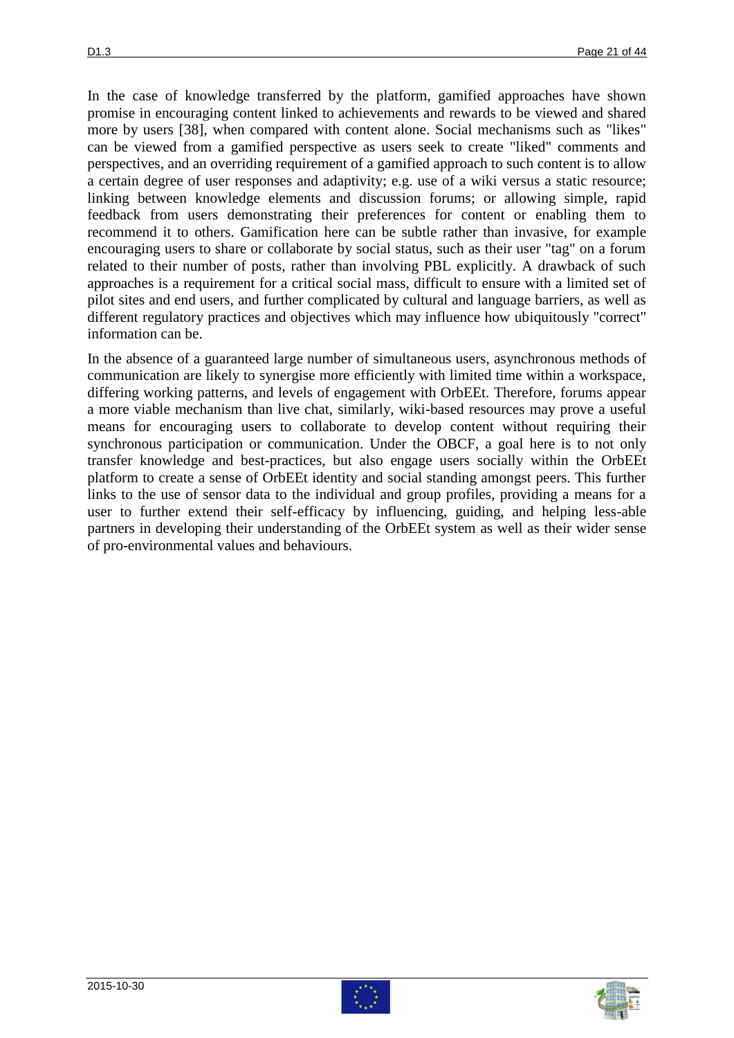In the case of knowledge transferred by the platform, gamified approaches have shown promise in encouraging content linked to achievements and rewards to be viewed and shared more by users [38], when compared with content alone. Social mechanisms such as "likes" can be viewed from a gamified perspective as users seek to create "liked" comments and perspectives, and an overriding requirement of a gamified approach to such content is to allow a certain degree of user responses and adaptivity; e.g. use of a wiki versus a static resource; linking between knowledge elements and discussion forums; or allowing simple, rapid feedback from users demonstrating their preferences for content or enabling them to recommend it to others. Gamification here can be subtle rather than invasive, for example encouraging users to share or collaborate by social status, such as their user "tag" on a forum related to their number of posts, rather than involving PBL explicitly. A drawback of such approaches is a requirement for a critical social mass, difficult to ensure with a limited set of pilot sites and end users, and further complicated by cultural and language barriers, as well as different regulatory practices and objectives which may influence how ubiquitously "correct" information can be.

In the absence of a guaranteed large number of simultaneous users, asynchronous methods of communication are likely to synergise more efficiently with limited time within a workspace, differing working patterns, and levels of engagement with OrbEEt. Therefore, forums appear a more viable mechanism than live chat, similarly, wiki-based resources may prove a useful means for encouraging users to collaborate to develop content without requiring their synchronous participation or communication. Under the OBCF, a goal here is to not only transfer knowledge and best-practices, but also engage users socially within the OrbEEt platform to create a sense of OrbEEt identity and social standing amongst peers. This further links to the use of sensor data to the individual and group profiles, providing a means for a user to further extend their self-efficacy by influencing, guiding, and helping less-able partners in developing their understanding of the OrbEEt system as well as their wider sense of pro-environmental values and behaviours.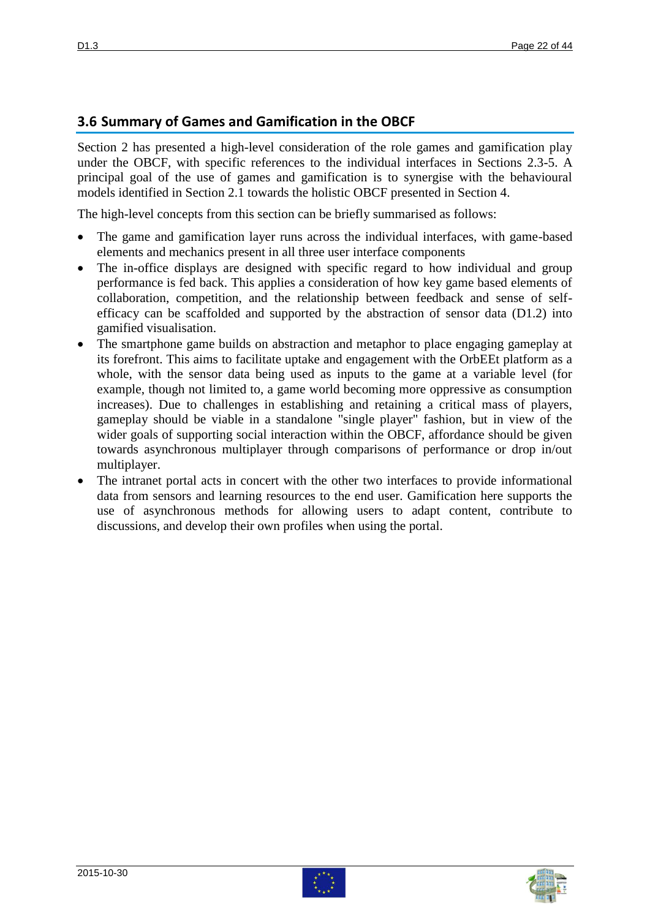## 3.6 Summary of Games and Gamification in the OBCF

Section 2 has presented a high-level consideration of the role games and gamification play under the OBCF, with specific references to the individual interfaces in Sections 2.3-5. A principal goal of the use of games and gamification is to synergise with the behavioural models identified in Section 2.1 towards the holistic OBCF presented in Section 4.

The high-level concepts from this section can be briefly summarised as follows:

- The game and gamification layer runs across the individual interfaces, with game-based elements and mechanics present in all three user interface components
- The in-office displays are designed with specific regard to how individual and group performance is fed back. This applies a consideration of how key game based elements of collaboration, competition, and the relationship between feedback and sense of self-efficacy can be scaffolded and supported by the abstraction of sensor data (D1.2) into gamified visualisation.
- The smartphone game builds on abstraction and metaphor to place engaging gameplay at its forefront. This aims to facilitate uptake and engagement with the OrbEEt platform as a whole, with the sensor data being used as inputs to the game at a variable level (for example, though not limited to, a game world becoming more oppressive as consumption increases). Due to challenges in establishing and retaining a critical mass of players, gameplay should be viable in a standalone "single player" fashion, but in view of the wider goals of supporting social interaction within the OBCF, affordance should be given towards asynchronous multiplayer through comparisons of performance or drop in/out multiplayer.
- The intranet portal acts in concert with the other two interfaces to provide informational data from sensors and learning resources to the end user. Gamification here supports the use of asynchronous methods for allowing users to adapt content, contribute to discussions, and develop their own profiles when using the portal.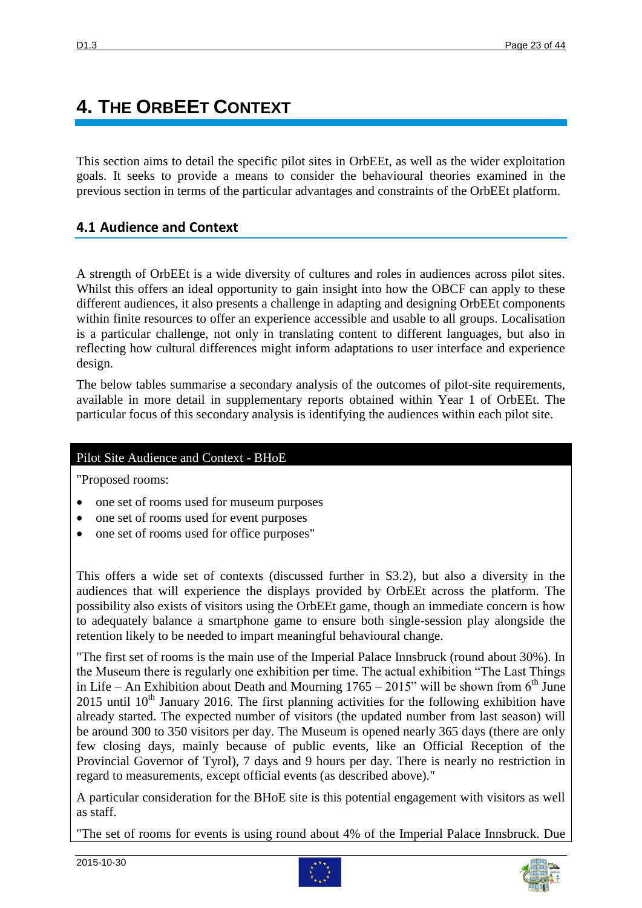# 4. The OrbEEt Context

This section aims to detail the specific pilot sites in OrbEEt, as well as the wider exploitation goals. It seeks to provide a means to consider the behavioural theories examined in the previous section in terms of the particular advantages and constraints of the OrbEEt platform.

## 4.1 Audience and Context

A strength of OrbEEt is a wide diversity of cultures and roles in audiences across pilot sites. Whilst this offers an ideal opportunity to gain insight into how the OBCF can apply to these different audiences, it also presents a challenge in adapting and designing OrbEEt components within finite resources to offer an experience accessible and usable to all groups. Localisation is a particular challenge, not only in translating content to different languages, but also in reflecting how cultural differences might inform adaptations to user interface and experience design.

The below tables summarise a secondary analysis of the outcomes of pilot-site requirements, available in more detail in supplementary reports obtained within Year 1 of OrbEEt. The particular focus of this secondary analysis is identifying the audiences within each pilot site.

| Pilot Site Audience and Context - BHoE |
|---|
| "Proposed rooms:<br>• one set of rooms used for museum purposes<br>• one set of rooms used for event purposes<br>• one set of rooms used for office purposes"<br><br>This offers a wide set of contexts (discussed further in S3.2), but also a diversity in the audiences that will experience the displays provided by OrbEEt across the platform. The possibility also exists of visitors using the OrbEEt game, though an immediate concern is how to adequately balance a smartphone game to ensure both single-session play alongside the retention likely to be needed to impart meaningful behavioural change.<br><br>"The first set of rooms is the main use of the Imperial Palace Innsbruck (round about 30%). In the Museum there is regularly one exhibition per time. The actual exhibition "The Last Things in Life – An Exhibition about Death and Mourning 1765 – 2015" will be shown from 6th June 2015 until 10th January 2016. The first planning activities for the following exhibition have already started. The expected number of visitors (the updated number from last season) will be around 300 to 350 visitors per day. The Museum is opened nearly 365 days (there are only few closing days, mainly because of public events, like an Official Reception of the Provincial Governor of Tyrol), 7 days and 9 hours per day. There is nearly no restriction in regard to measurements, except official events (as described above)."<br><br>A particular consideration for the BHoE site is this potential engagement with visitors as well as staff.<br><br>"The set of rooms for events is using round about 4% of the Imperial Palace Innsbruck. Due |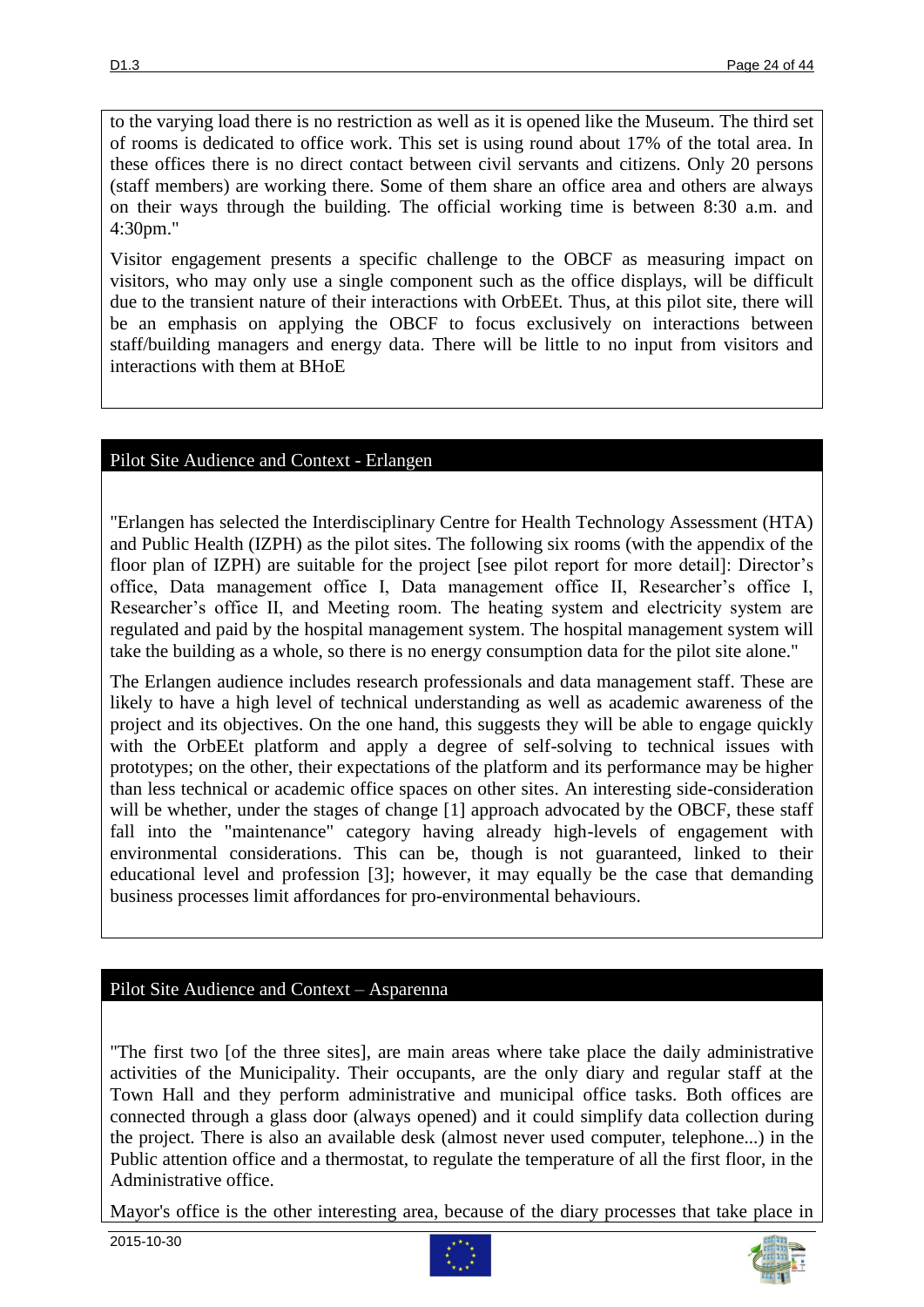to the varying load there is no restriction as well as it is opened like the Museum. The third set of rooms is dedicated to office work. This set is using round about 17% of the total area. In these offices there is no direct contact between civil servants and citizens. Only 20 persons (staff members) are working there. Some of them share an office area and others are always on their ways through the building. The official working time is between 8:30 a.m. and 4:30pm."

Visitor engagement presents a specific challenge to the OBCF as measuring impact on visitors, who may only use a single component such as the office displays, will be difficult due to the transient nature of their interactions with OrbEEt. Thus, at this pilot site, there will be an emphasis on applying the OBCF to focus exclusively on interactions between staff/building managers and energy data. There will be little to no input from visitors and interactions with them at BHoE

## Pilot Site Audience and Context - Erlangen

"Erlangen has selected the Interdisciplinary Centre for Health Technology Assessment (HTA) and Public Health (IZPH) as the pilot sites. The following six rooms (with the appendix of the floor plan of IZPH) are suitable for the project [see pilot report for more detail]: Director's office, Data management office I, Data management office II, Researcher's office I, Researcher's office II, and Meeting room. The heating system and electricity system are regulated and paid by the hospital management system. The hospital management system will take the building as a whole, so there is no energy consumption data for the pilot site alone."

The Erlangen audience includes research professionals and data management staff. These are likely to have a high level of technical understanding as well as academic awareness of the project and its objectives. On the one hand, this suggests they will be able to engage quickly with the OrbEEt platform and apply a degree of self-solving to technical issues with prototypes; on the other, their expectations of the platform and its performance may be higher than less technical or academic office spaces on other sites. An interesting side-consideration will be whether, under the stages of change [1] approach advocated by the OBCF, these staff fall into the "maintenance" category having already high-levels of engagement with environmental considerations. This can be, though is not guaranteed, linked to their educational level and profession [3]; however, it may equally be the case that demanding business processes limit affordances for pro-environmental behaviours.

## Pilot Site Audience and Context – Asparenna

"The first two [of the three sites], are main areas where take place the daily administrative activities of the Municipality. Their occupants, are the only diary and regular staff at the Town Hall and they perform administrative and municipal office tasks. Both offices are connected through a glass door (always opened) and it could simplify data collection during the project. There is also an available desk (almost never used computer, telephone...) in the Public attention office and a thermostat, to regulate the temperature of all the first floor, in the Administrative office.

Mayor's office is the other interesting area, because of the diary processes that take place in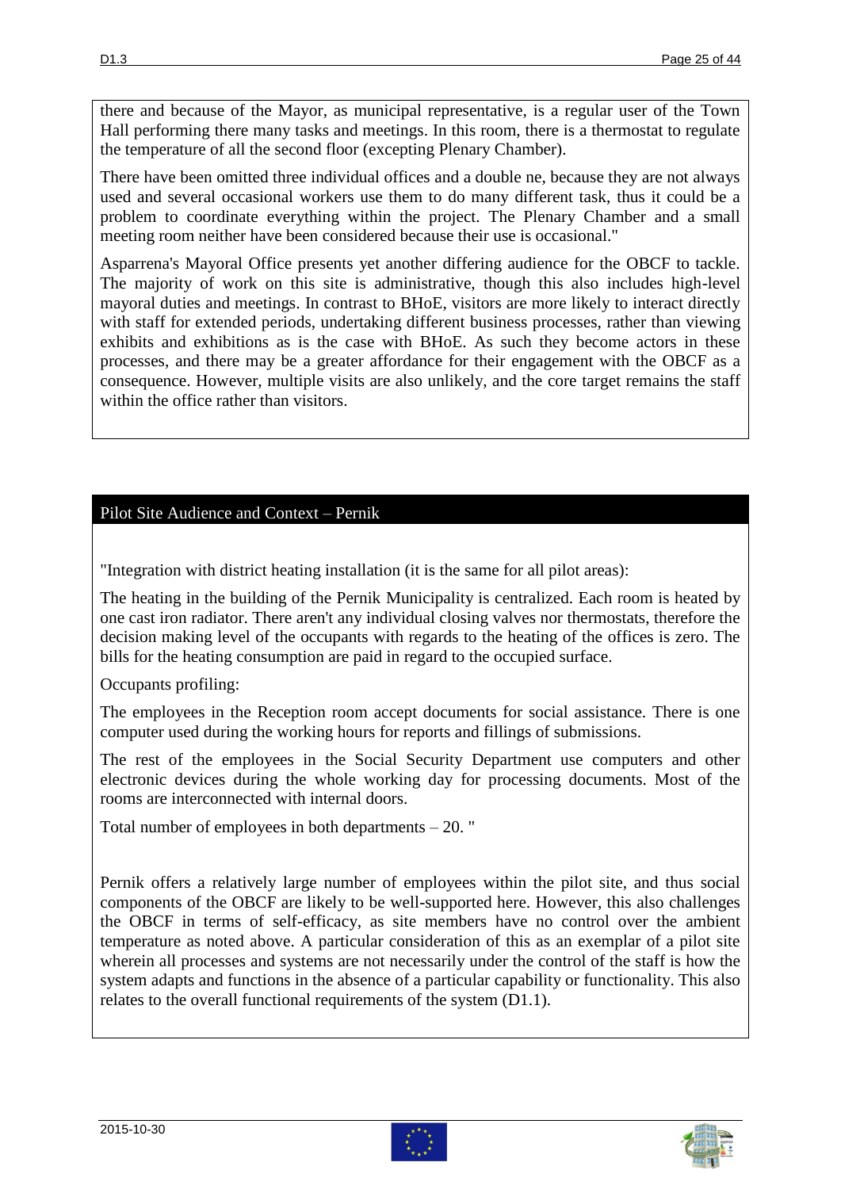there and because of the Mayor, as municipal representative, is a regular user of the Town Hall performing there many tasks and meetings. In this room, there is a thermostat to regulate the temperature of all the second floor (excepting Plenary Chamber).

There have been omitted three individual offices and a double ne, because they are not always used and several occasional workers use them to do many different task, thus it could be a problem to coordinate everything within the project. The Plenary Chamber and a small meeting room neither have been considered because their use is occasional."

Asparrena's Mayoral Office presents yet another differing audience for the OBCF to tackle. The majority of work on this site is administrative, though this also includes high-level mayoral duties and meetings. In contrast to BHoE, visitors are more likely to interact directly with staff for extended periods, undertaking different business processes, rather than viewing exhibits and exhibitions as is the case with BHoE. As such they become actors in these processes, and there may be a greater affordance for their engagement with the OBCF as a consequence. However, multiple visits are also unlikely, and the core target remains the staff within the office rather than visitors.

## Pilot Site Audience and Context – Pernik

"Integration with district heating installation (it is the same for all pilot areas):

The heating in the building of the Pernik Municipality is centralized. Each room is heated by one cast iron radiator. There aren't any individual closing valves nor thermostats, therefore the decision making level of the occupants with regards to the heating of the offices is zero. The bills for the heating consumption are paid in regard to the occupied surface.

Occupants profiling:

The employees in the Reception room accept documents for social assistance. There is one computer used during the working hours for reports and fillings of submissions.

The rest of the employees in the Social Security Department use computers and other electronic devices during the whole working day for processing documents. Most of the rooms are interconnected with internal doors.

Total number of employees in both departments – 20. "

Pernik offers a relatively large number of employees within the pilot site, and thus social components of the OBCF are likely to be well-supported here. However, this also challenges the OBCF in terms of self-efficacy, as site members have no control over the ambient temperature as noted above. A particular consideration of this as an exemplar of a pilot site wherein all processes and systems are not necessarily under the control of the staff is how the system adapts and functions in the absence of a particular capability or functionality. This also relates to the overall functional requirements of the system (D1.1).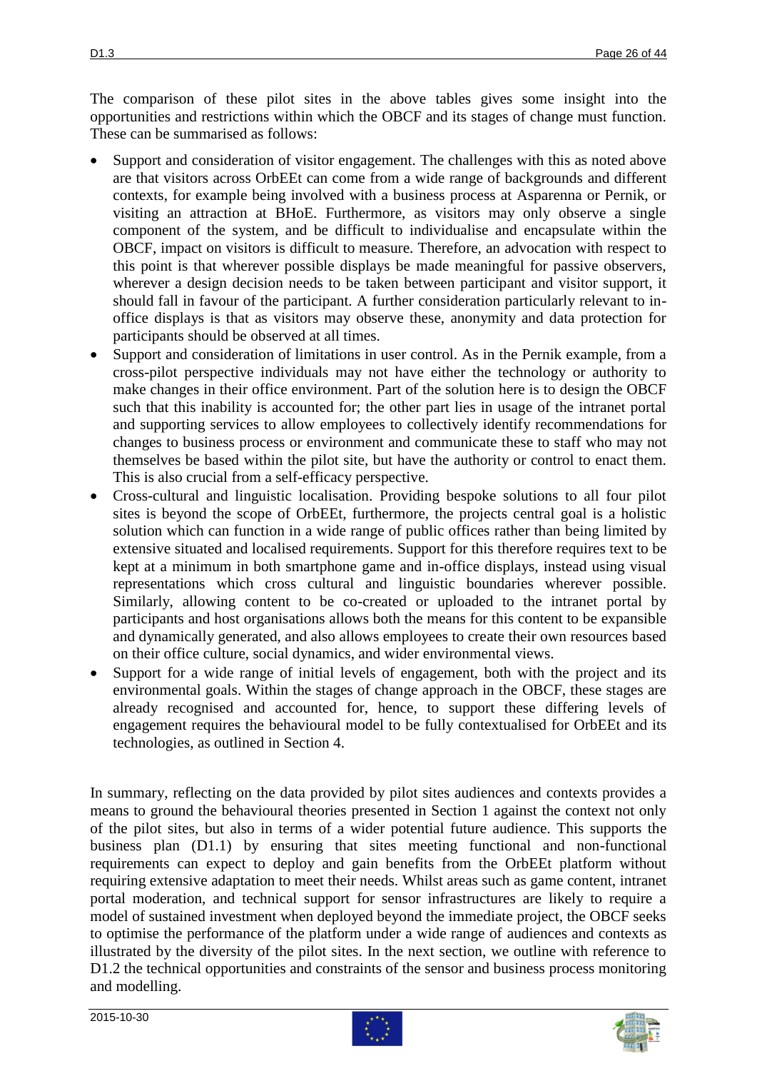The comparison of these pilot sites in the above tables gives some insight into the opportunities and restrictions within which the OBCF and its stages of change must function. These can be summarised as follows:

- Support and consideration of visitor engagement. The challenges with this as noted above are that visitors across OrbEEt can come from a wide range of backgrounds and different contexts, for example being involved with a business process at Asparenna or Pernik, or visiting an attraction at BHoE. Furthermore, as visitors may only observe a single component of the system, and be difficult to individualise and encapsulate within the OBCF, impact on visitors is difficult to measure. Therefore, an advocation with respect to this point is that wherever possible displays be made meaningful for passive observers, wherever a design decision needs to be taken between participant and visitor support, it should fall in favour of the participant. A further consideration particularly relevant to in-office displays is that as visitors may observe these, anonymity and data protection for participants should be observed at all times.
- Support and consideration of limitations in user control. As in the Pernik example, from a cross-pilot perspective individuals may not have either the technology or authority to make changes in their office environment. Part of the solution here is to design the OBCF such that this inability is accounted for; the other part lies in usage of the intranet portal and supporting services to allow employees to collectively identify recommendations for changes to business process or environment and communicate these to staff who may not themselves be based within the pilot site, but have the authority or control to enact them. This is also crucial from a self-efficacy perspective.
- Cross-cultural and linguistic localisation. Providing bespoke solutions to all four pilot sites is beyond the scope of OrbEEt, furthermore, the projects central goal is a holistic solution which can function in a wide range of public offices rather than being limited by extensive situated and localised requirements. Support for this therefore requires text to be kept at a minimum in both smartphone game and in-office displays, instead using visual representations which cross cultural and linguistic boundaries wherever possible. Similarly, allowing content to be co-created or uploaded to the intranet portal by participants and host organisations allows both the means for this content to be expansible and dynamically generated, and also allows employees to create their own resources based on their office culture, social dynamics, and wider environmental views.
- Support for a wide range of initial levels of engagement, both with the project and its environmental goals. Within the stages of change approach in the OBCF, these stages are already recognised and accounted for, hence, to support these differing levels of engagement requires the behavioural model to be fully contextualised for OrbEEt and its technologies, as outlined in Section 4.

In summary, reflecting on the data provided by pilot sites audiences and contexts provides a means to ground the behavioural theories presented in Section 1 against the context not only of the pilot sites, but also in terms of a wider potential future audience. This supports the business plan (D1.1) by ensuring that sites meeting functional and non-functional requirements can expect to deploy and gain benefits from the OrbEEt platform without requiring extensive adaptation to meet their needs. Whilst areas such as game content, intranet portal moderation, and technical support for sensor infrastructures are likely to require a model of sustained investment when deployed beyond the immediate project, the OBCF seeks to optimise the performance of the platform under a wide range of audiences and contexts as illustrated by the diversity of the pilot sites. In the next section, we outline with reference to D1.2 the technical opportunities and constraints of the sensor and business process monitoring and modelling.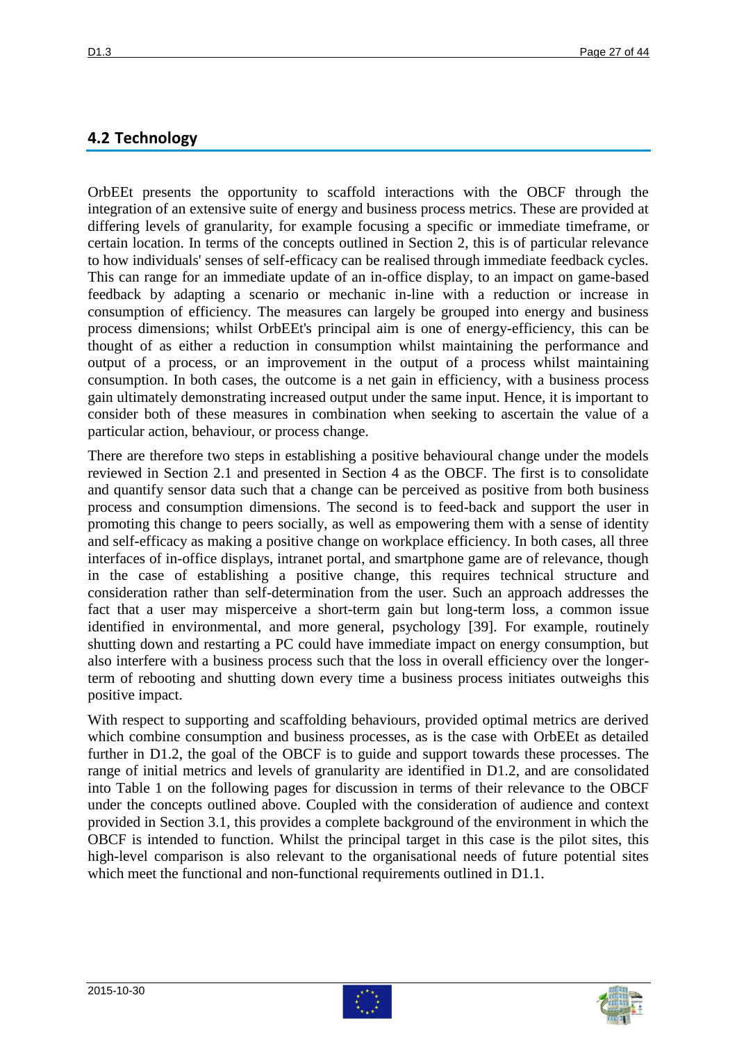## 4.2 Technology

OrbEEt presents the opportunity to scaffold interactions with the OBCF through the integration of an extensive suite of energy and business process metrics. These are provided at differing levels of granularity, for example focusing a specific or immediate timeframe, or certain location. In terms of the concepts outlined in Section 2, this is of particular relevance to how individuals' senses of self-efficacy can be realised through immediate feedback cycles. This can range for an immediate update of an in-office display, to an impact on game-based feedback by adapting a scenario or mechanic in-line with a reduction or increase in consumption of efficiency. The measures can largely be grouped into energy and business process dimensions; whilst OrbEEt's principal aim is one of energy-efficiency, this can be thought of as either a reduction in consumption whilst maintaining the performance and output of a process, or an improvement in the output of a process whilst maintaining consumption. In both cases, the outcome is a net gain in efficiency, with a business process gain ultimately demonstrating increased output under the same input. Hence, it is important to consider both of these measures in combination when seeking to ascertain the value of a particular action, behaviour, or process change.

There are therefore two steps in establishing a positive behavioural change under the models reviewed in Section 2.1 and presented in Section 4 as the OBCF. The first is to consolidate and quantify sensor data such that a change can be perceived as positive from both business process and consumption dimensions. The second is to feed-back and support the user in promoting this change to peers socially, as well as empowering them with a sense of identity and self-efficacy as making a positive change on workplace efficiency. In both cases, all three interfaces of in-office displays, intranet portal, and smartphone game are of relevance, though in the case of establishing a positive change, this requires technical structure and consideration rather than self-determination from the user. Such an approach addresses the fact that a user may misperceive a short-term gain but long-term loss, a common issue identified in environmental, and more general, psychology [39]. For example, routinely shutting down and restarting a PC could have immediate impact on energy consumption, but also interfere with a business process such that the loss in overall efficiency over the longer-term of rebooting and shutting down every time a business process initiates outweighs this positive impact.

With respect to supporting and scaffolding behaviours, provided optimal metrics are derived which combine consumption and business processes, as is the case with OrbEEt as detailed further in D1.2, the goal of the OBCF is to guide and support towards these processes. The range of initial metrics and levels of granularity are identified in D1.2, and are consolidated into Table 1 on the following pages for discussion in terms of their relevance to the OBCF under the concepts outlined above. Coupled with the consideration of audience and context provided in Section 3.1, this provides a complete background of the environment in which the OBCF is intended to function. Whilst the principal target in this case is the pilot sites, this high-level comparison is also relevant to the organisational needs of future potential sites which meet the functional and non-functional requirements outlined in D1.1.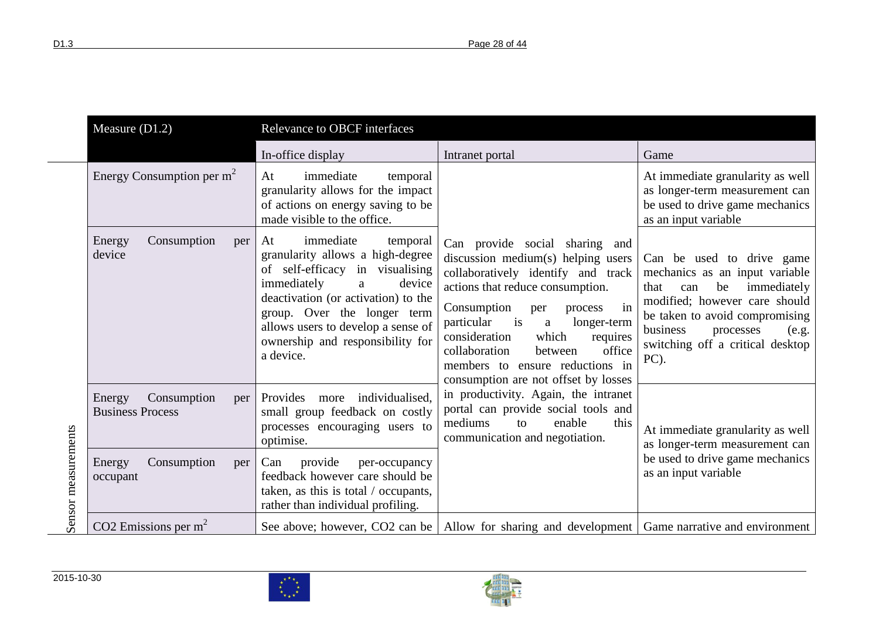| | Measure (D1.2) | Relevance to OBCF interfaces | | |
|---|---|---|---|---|
| | | In-office display | Intranet portal | Game |
| Sensor measurements | Energy Consumption per $m^2$ | At immediate temporal granularity allows for the impact of actions on energy saving to be made visible to the office. | Can provide social sharing and discussion medium(s) helping users collaboratively identify and track actions that reduce consumption. Consumption per process in particular is a longer-term consideration which requires collaboration between office members to ensure reductions in consumption are not offset by losses in productivity. Again, the intranet portal can provide social tools and mediums to enable this communication and negotiation. | At immediate granularity as well as longer-term measurement can be used to drive game mechanics as an input variable |
| | Energy Consumption per device | At immediate temporal granularity allows a high-degree of self-efficacy in visualising immediately a device deactivation (or activation) to the group. Over the longer term allows users to develop a sense of ownership and responsibility for a device. | | Can be used to drive game mechanics as an input variable that can be immediately modified; however care should be taken to avoid compromising business processes (e.g. switching off a critical desktop PC). |
| | Energy Consumption per Business Process | Provides more individualised, small group feedback on costly processes encouraging users to optimise. | | At immediate granularity as well as longer-term measurement can be used to drive game mechanics as an input variable |
| | Energy Consumption per occupant | Can provide per-occupancy feedback however care should be taken, as this is total / occupants, rather than individual profiling. | | |
| | $CO_2$ Emissions per $m^2$ | See above; however, $CO_2$ can be | Allow for sharing and development | Game narrative and environment |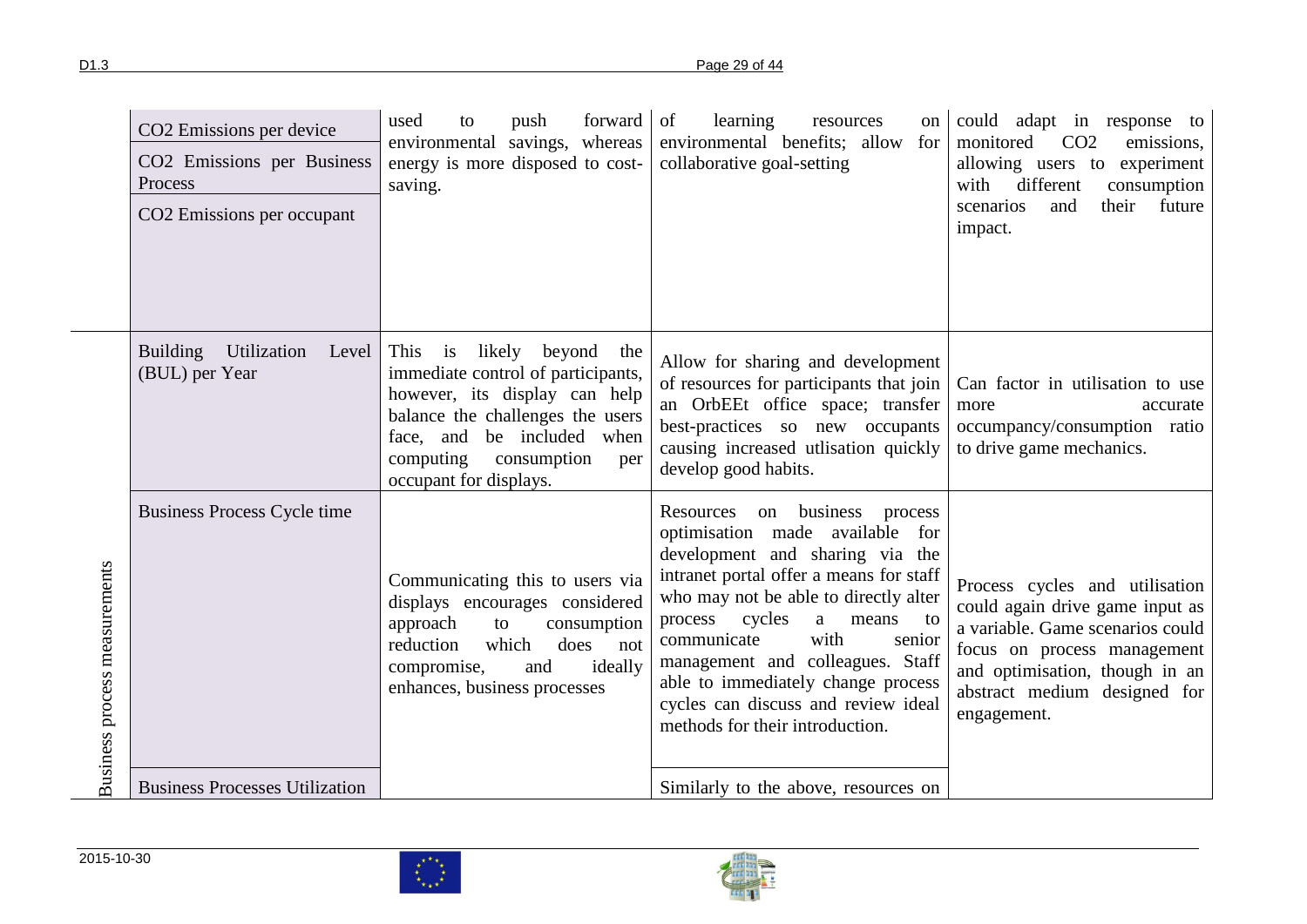| | | | | |
|---|---|---|---|---|
| | CO2 Emissions per device<br>CO2 Emissions per Business Process<br>CO2 Emissions per occupant | used to push forward environmental savings, whereas energy is more disposed to cost-saving. | of learning resources on environmental benefits; allow for collaborative goal-setting | could adapt in response to monitored CO2 emissions, allowing users to experiment with different consumption scenarios and their future impact. |
| Business process measurements | Building Utilization Level (BUL) per Year | This is likely beyond the immediate control of participants, however, its display can help balance the challenges the users face, and be included when computing consumption per occupant for displays. | Allow for sharing and development of resources for participants that join an OrbEEt office space; transfer best-practices so new occupants causing increased utlisation quickly develop good habits. | Can factor in utilisation to use more accurate occupancy/consumption ratio to drive game mechanics. |
| | Business Process Cycle time | Communicating this to users via displays encourages considered approach to consumption reduction which does not compromise, and ideally enhances, business processes | Resources on business process optimisation made available for development and sharing via the intranet portal offer a means for staff who may not be able to directly alter process cycles a means to communicate with senior management and colleagues. Staff able to immediately change process cycles can discuss and review ideal methods for their introduction. | Process cycles and utilisation could again drive game input as a variable. Game scenarios could focus on process management and optimisation, though in an abstract medium designed for engagement. |
| | Business Processes Utilization | | Similarly to the above, resources on | |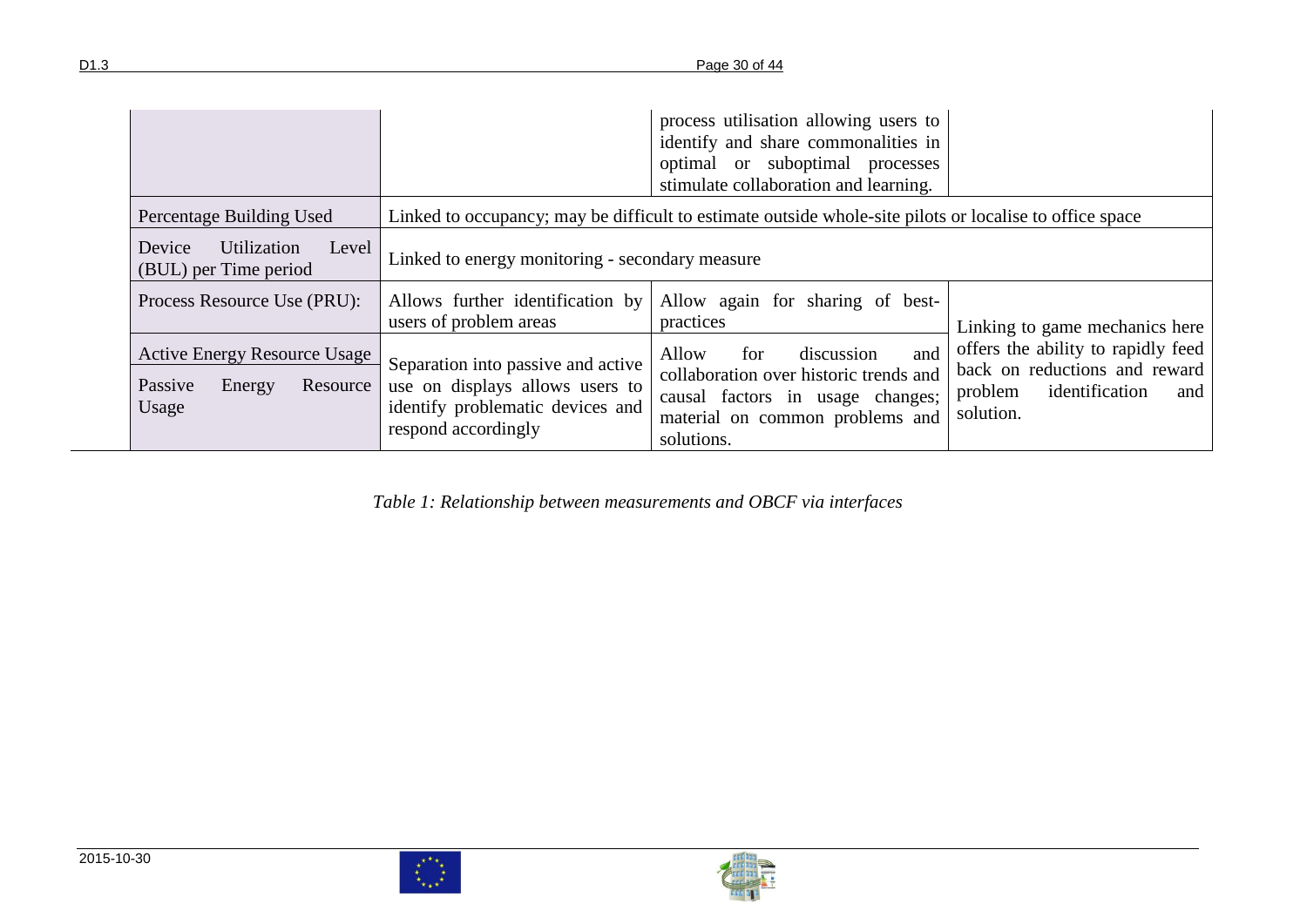| | | | |
|---|---|---|---|
| | | process utilisation allowing users to identify and share commonalities in optimal or suboptimal processes stimulate collaboration and learning. | |
| Percentage Building Used | Linked to occupancy; may be difficult to estimate outside whole-site pilots or localise to office space | | |
| Device Utilization Level (BUL) per Time period | Linked to energy monitoring - secondary measure | | |
| Process Resource Use (PRU): | Allows further identification by users of problem areas | Allow again for sharing of best-practices | Linking to game mechanics here offers the ability to rapidly feed back on reductions and reward problem identification and solution. |
| Active Energy Resource Usage | Separation into passive and active use on displays allows users to identify problematic devices and respond accordingly | Allow for discussion and collaboration over historic trends and causal factors in usage changes; material on common problems and solutions. | |
| Passive Energy Resource Usage | | | |

*Table 1: Relationship between measurements and OBCF via interfaces*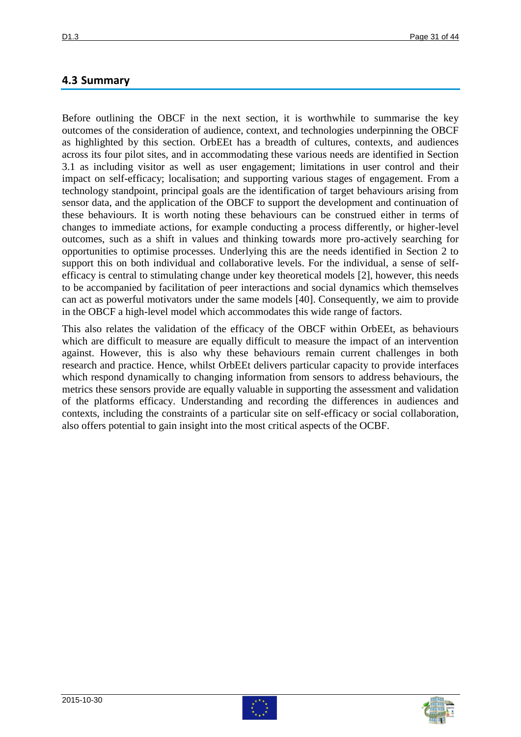## 4.3 Summary

Before outlining the OBCF in the next section, it is worthwhile to summarise the key outcomes of the consideration of audience, context, and technologies underpinning the OBCF as highlighted by this section. OrbEEt has a breadth of cultures, contexts, and audiences across its four pilot sites, and in accommodating these various needs are identified in Section 3.1 as including visitor as well as user engagement; limitations in user control and their impact on self-efficacy; localisation; and supporting various stages of engagement. From a technology standpoint, principal goals are the identification of target behaviours arising from sensor data, and the application of the OBCF to support the development and continuation of these behaviours. It is worth noting these behaviours can be construed either in terms of changes to immediate actions, for example conducting a process differently, or higher-level outcomes, such as a shift in values and thinking towards more pro-actively searching for opportunities to optimise processes. Underlying this are the needs identified in Section 2 to support this on both individual and collaborative levels. For the individual, a sense of self-efficacy is central to stimulating change under key theoretical models [2], however, this needs to be accompanied by facilitation of peer interactions and social dynamics which themselves can act as powerful motivators under the same models [40]. Consequently, we aim to provide in the OBCF a high-level model which accommodates this wide range of factors.

This also relates the validation of the efficacy of the OBCF within OrbEEt, as behaviours which are difficult to measure are equally difficult to measure the impact of an intervention against. However, this is also why these behaviours remain current challenges in both research and practice. Hence, whilst OrbEEt delivers particular capacity to provide interfaces which respond dynamically to changing information from sensors to address behaviours, the metrics these sensors provide are equally valuable in supporting the assessment and validation of the platforms efficacy. Understanding and recording the differences in audiences and contexts, including the constraints of a particular site on self-efficacy or social collaboration, also offers potential to gain insight into the most critical aspects of the OCBF.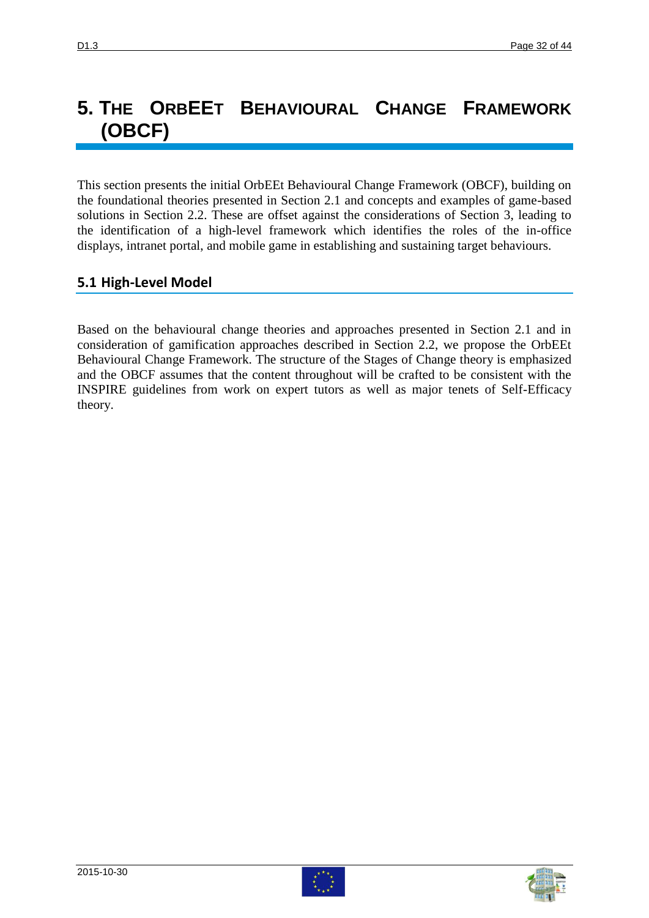# 5. The OrbEEt Behavioural Change Framework (OBCF)

This section presents the initial OrbEEt Behavioural Change Framework (OBCF), building on the foundational theories presented in Section 2.1 and concepts and examples of game-based solutions in Section 2.2. These are offset against the considerations of Section 3, leading to the identification of a high-level framework which identifies the roles of the in-office displays, intranet portal, and mobile game in establishing and sustaining target behaviours.

## 5.1 High-Level Model

Based on the behavioural change theories and approaches presented in Section 2.1 and in consideration of gamification approaches described in Section 2.2, we propose the OrbEEt Behavioural Change Framework. The structure of the Stages of Change theory is emphasized and the OBCF assumes that the content throughout will be crafted to be consistent with the INSPIRE guidelines from work on expert tutors as well as major tenets of Self-Efficacy theory.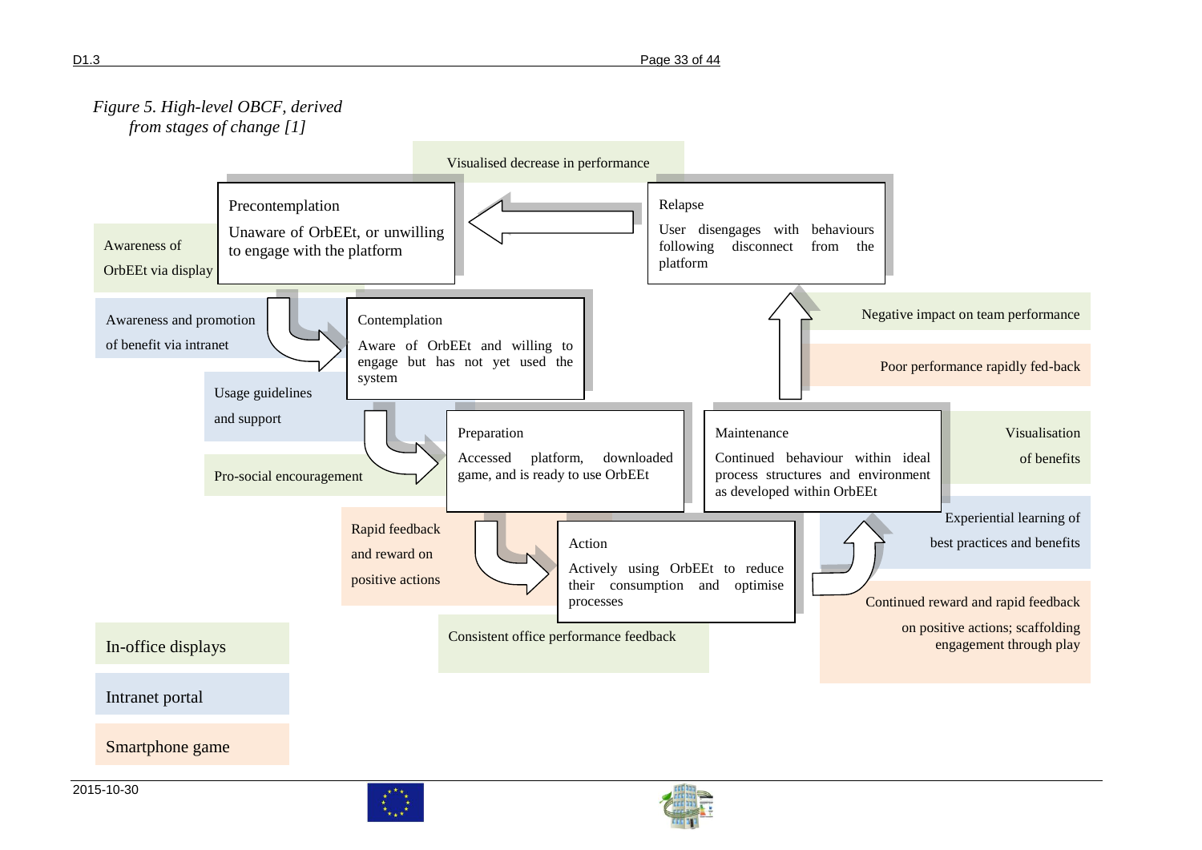*Figure 5. High-level OBCF, derived from stages of change [1]*

Visualised decrease in performance

**Precontemplation**
Unaware of OrbEEt, or unwilling to engage with the platform

**Relapse**
User disengages with behaviours following disconnect from the platform

Awareness of OrbEEt via display

Awareness and promotion of benefit via intranet

**Contemplation**
Aware of OrbEEt and willing to engage but has not yet used the system

Negative impact on team performance

Poor performance rapidly fed-back

Usage guidelines and support

Pro-social encouragement

**Preparation**
Accessed platform, downloaded game, and is ready to use OrbEEt

**Maintenance**
Continued behaviour within ideal process structures and environment as developed within OrbEEt

Visualisation of benefits

Experiential learning of best practices and benefits

Rapid feedback and reward on positive actions

**Action**
Actively using OrbEEt to reduce their consumption and optimise processes

Continued reward and rapid feedback on positive actions; scaffolding engagement through play

Consistent office performance feedback

Legend:
- In-office displays
- Intranet portal
- Smartphone game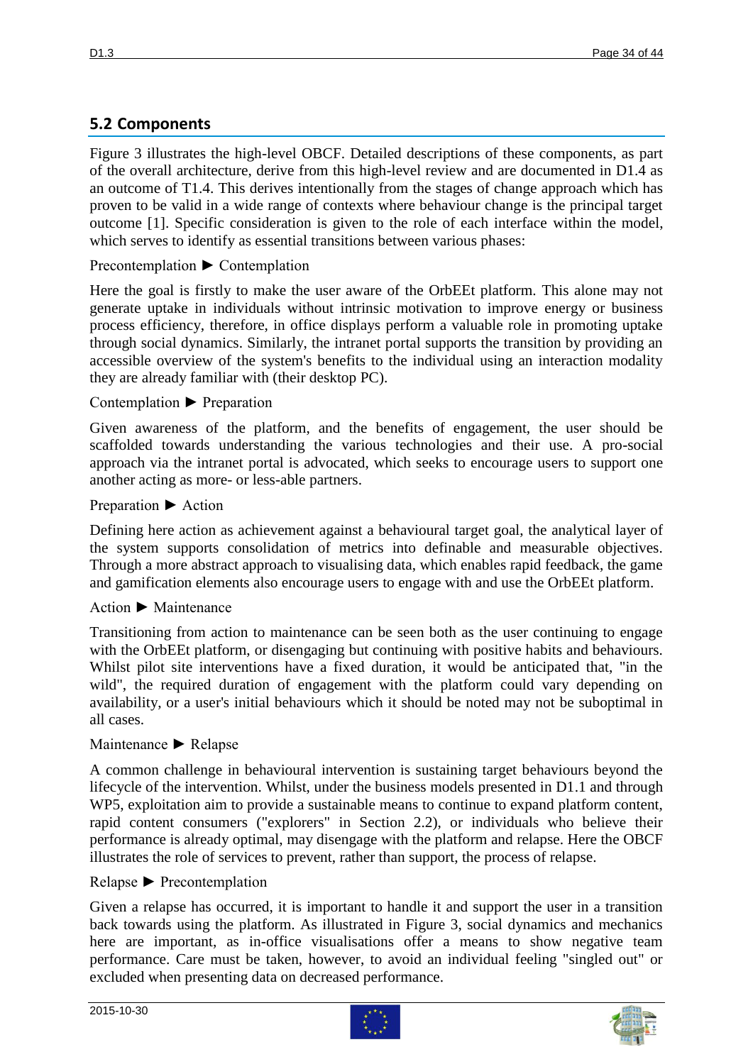## 5.2 Components

Figure 3 illustrates the high-level OBCF. Detailed descriptions of these components, as part of the overall architecture, derive from this high-level review and are documented in D1.4 as an outcome of T1.4. This derives intentionally from the stages of change approach which has proven to be valid in a wide range of contexts where behaviour change is the principal target outcome [1]. Specific consideration is given to the role of each interface within the model, which serves to identify as essential transitions between various phases:

Precontemplation ► Contemplation

Here the goal is firstly to make the user aware of the OrbEEt platform. This alone may not generate uptake in individuals without intrinsic motivation to improve energy or business process efficiency, therefore, in office displays perform a valuable role in promoting uptake through social dynamics. Similarly, the intranet portal supports the transition by providing an accessible overview of the system's benefits to the individual using an interaction modality they are already familiar with (their desktop PC).

Contemplation ► Preparation

Given awareness of the platform, and the benefits of engagement, the user should be scaffolded towards understanding the various technologies and their use. A pro-social approach via the intranet portal is advocated, which seeks to encourage users to support one another acting as more- or less-able partners.

Preparation ► Action

Defining here action as achievement against a behavioural target goal, the analytical layer of the system supports consolidation of metrics into definable and measurable objectives. Through a more abstract approach to visualising data, which enables rapid feedback, the game and gamification elements also encourage users to engage with and use the OrbEEt platform.

Action ► Maintenance

Transitioning from action to maintenance can be seen both as the user continuing to engage with the OrbEEt platform, or disengaging but continuing with positive habits and behaviours. Whilst pilot site interventions have a fixed duration, it would be anticipated that, "in the wild", the required duration of engagement with the platform could vary depending on availability, or a user's initial behaviours which it should be noted may not be suboptimal in all cases.

Maintenance ► Relapse

A common challenge in behavioural intervention is sustaining target behaviours beyond the lifecycle of the intervention. Whilst, under the business models presented in D1.1 and through WP5, exploitation aim to provide a sustainable means to continue to expand platform content, rapid content consumers ("explorers" in Section 2.2), or individuals who believe their performance is already optimal, may disengage with the platform and relapse. Here the OBCF illustrates the role of services to prevent, rather than support, the process of relapse.

Relapse ► Precontemplation

Given a relapse has occurred, it is important to handle it and support the user in a transition back towards using the platform. As illustrated in Figure 3, social dynamics and mechanics here are important, as in-office visualisations offer a means to show negative team performance. Care must be taken, however, to avoid an individual feeling "singled out" or excluded when presenting data on decreased performance.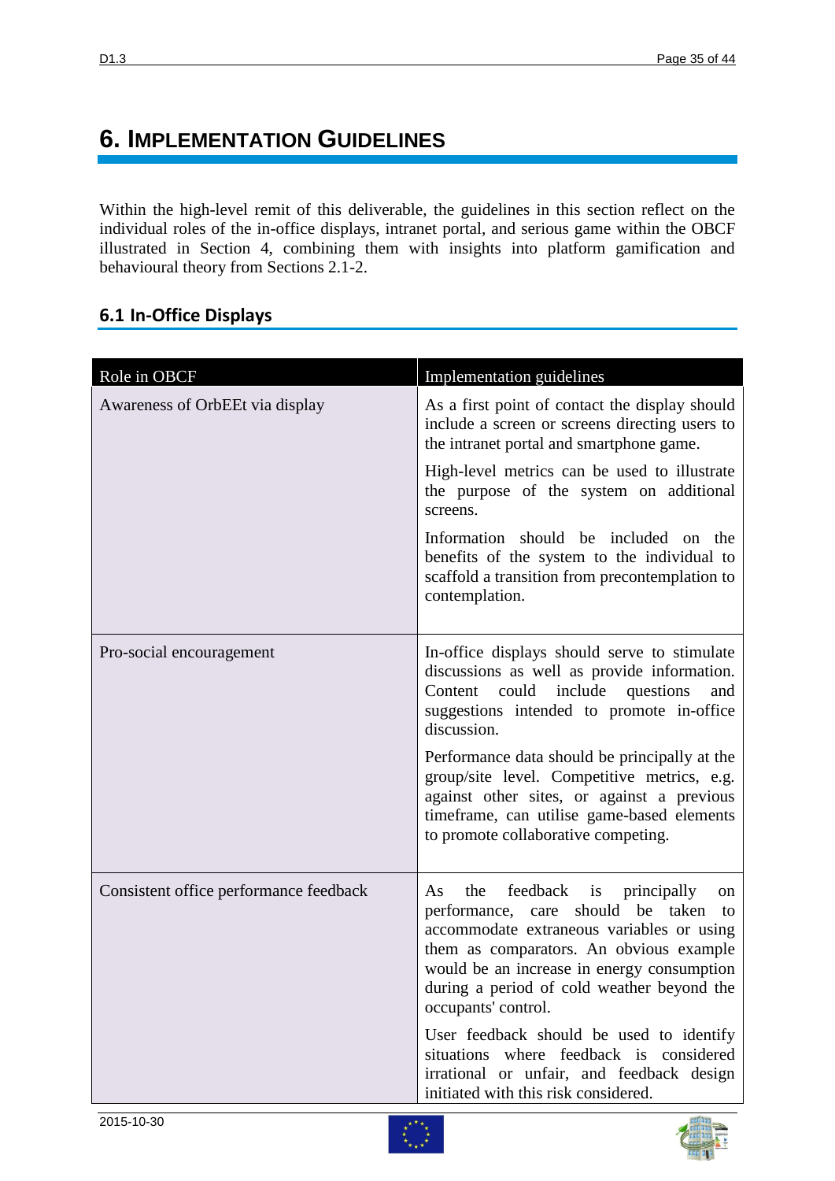# 6. Implementation Guidelines

Within the high-level remit of this deliverable, the guidelines in this section reflect on the individual roles of the in-office displays, intranet portal, and serious game within the OBCF illustrated in Section 4, combining them with insights into platform gamification and behavioural theory from Sections 2.1-2.

## 6.1 In-Office Displays

| Role in OBCF | Implementation guidelines |
|---|---|
| Awareness of OrbEEt via display | As a first point of contact the display should include a screen or screens directing users to the intranet portal and smartphone game.<br><br>High-level metrics can be used to illustrate the purpose of the system on additional screens.<br><br>Information should be included on the benefits of the system to the individual to scaffold a transition from precontemplation to contemplation. |
| Pro-social encouragement | In-office displays should serve to stimulate discussions as well as provide information. Content could include questions and suggestions intended to promote in-office discussion.<br><br>Performance data should be principally at the group/site level. Competitive metrics, e.g. against other sites, or against a previous timeframe, can utilise game-based elements to promote collaborative competing. |
| Consistent office performance feedback | As the feedback is principally on performance, care should be taken to accommodate extraneous variables or using them as comparators. An obvious example would be an increase in energy consumption during a period of cold weather beyond the occupants' control.<br><br>User feedback should be used to identify situations where feedback is considered irrational or unfair, and feedback design initiated with this risk considered. |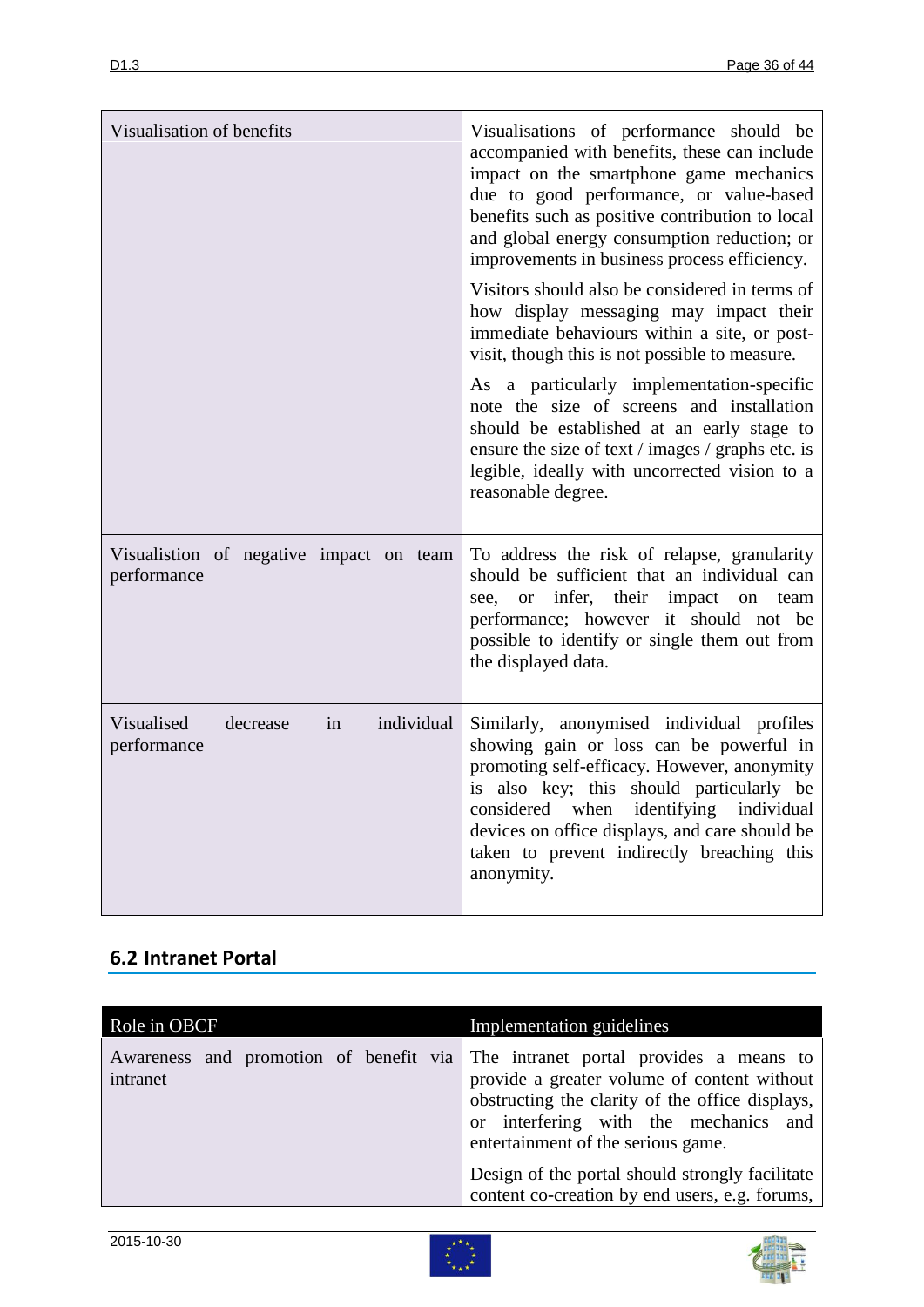| | |
|---|---|
| Visualisation of benefits | Visualisations of performance should be accompanied with benefits, these can include impact on the smartphone game mechanics due to good performance, or value-based benefits such as positive contribution to local and global energy consumption reduction; or improvements in business process efficiency.<br><br>Visitors should also be considered in terms of how display messaging may impact their immediate behaviours within a site, or post-visit, though this is not possible to measure.<br><br>As a particularly implementation-specific note the size of screens and installation should be established at an early stage to ensure the size of text / images / graphs etc. is legible, ideally with uncorrected vision to a reasonable degree. |
| Visualistion of negative impact on team performance | To address the risk of relapse, granularity should be sufficient that an individual can see, or infer, their impact on team performance; however it should not be possible to identify or single them out from the displayed data. |
| Visualised decrease in individual performance | Similarly, anonymised individual profiles showing gain or loss can be powerful in promoting self-efficacy. However, anonymity is also key; this should particularly be considered when identifying individual devices on office displays, and care should be taken to prevent indirectly breaching this anonymity. |

## 6.2 Intranet Portal

| Role in OBCF | Implementation guidelines |
|---|---|
| Awareness and promotion of benefit via intranet | The intranet portal provides a means to provide a greater volume of content without obstructing the clarity of the office displays, or interfering with the mechanics and entertainment of the serious game.<br><br>Design of the portal should strongly facilitate content co-creation by end users, e.g. forums, |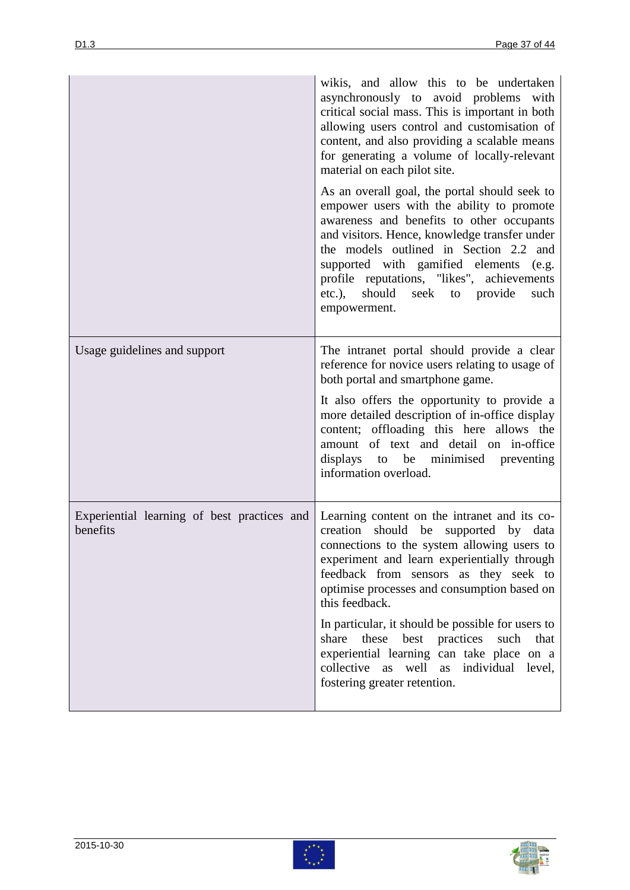| | |
|---|---|
| | wikis, and allow this to be undertaken asynchronously to avoid problems with critical social mass. This is important in both allowing users control and customisation of content, and also providing a scalable means for generating a volume of locally-relevant material on each pilot site.<br><br>As an overall goal, the portal should seek to empower users with the ability to promote awareness and benefits to other occupants and visitors. Hence, knowledge transfer under the models outlined in Section 2.2 and supported with gamified elements (e.g. profile reputations, "likes", achievements etc.), should seek to provide such empowerment. |
| Usage guidelines and support | The intranet portal should provide a clear reference for novice users relating to usage of both portal and smartphone game.<br><br>It also offers the opportunity to provide a more detailed description of in-office display content; offloading this here allows the amount of text and detail on in-office displays to be minimised preventing information overload. |
| Experiential learning of best practices and benefits | Learning content on the intranet and its co-creation should be supported by data connections to the system allowing users to experiment and learn experientially through feedback from sensors as they seek to optimise processes and consumption based on this feedback.<br><br>In particular, it should be possible for users to share these best practices such that experiential learning can take place on a collective as well as individual level, fostering greater retention. |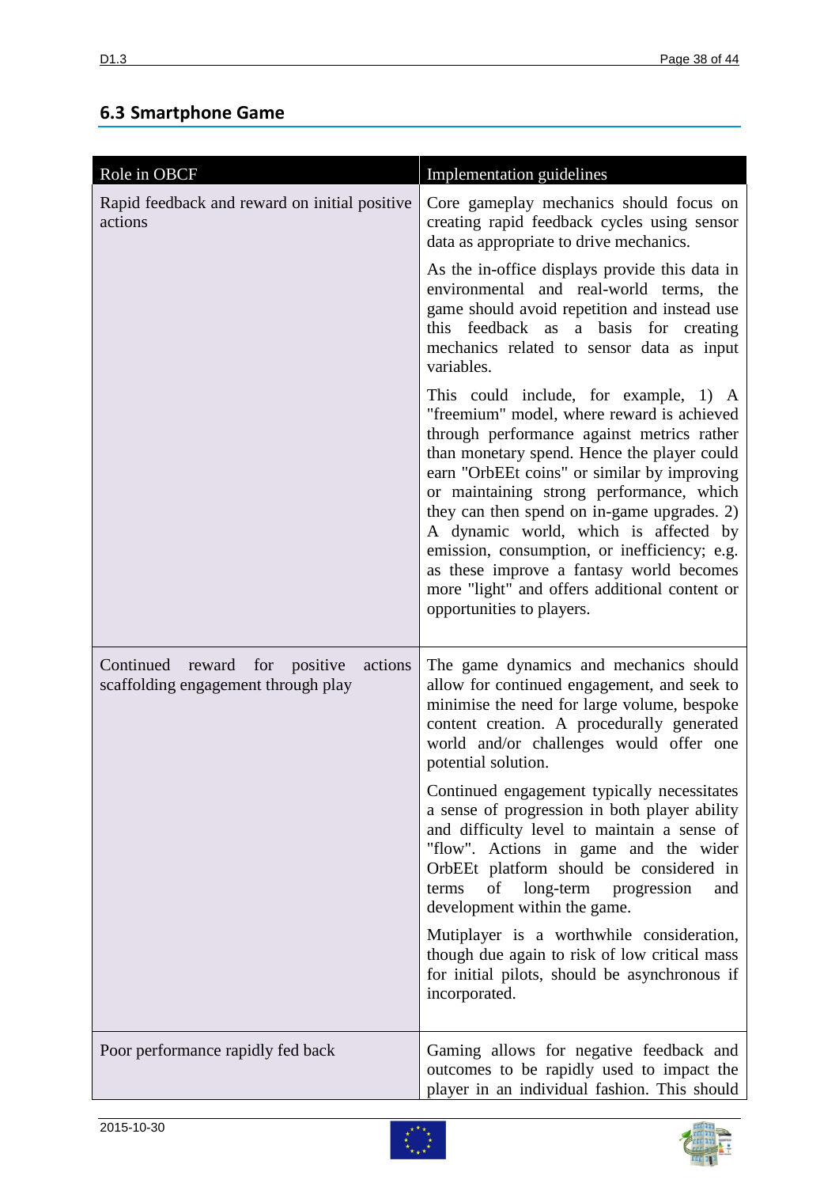## 6.3 Smartphone Game

| Role in OBCF | Implementation guidelines |
|---|---|
| Rapid feedback and reward on initial positive actions | Core gameplay mechanics should focus on creating rapid feedback cycles using sensor data as appropriate to drive mechanics.<br><br>As the in-office displays provide this data in environmental and real-world terms, the game should avoid repetition and instead use this feedback as a basis for creating mechanics related to sensor data as input variables.<br><br>This could include, for example, 1) A "freemium" model, where reward is achieved through performance against metrics rather than monetary spend. Hence the player could earn "OrbEEt coins" or similar by improving or maintaining strong performance, which they can then spend on in-game upgrades. 2) A dynamic world, which is affected by emission, consumption, or inefficiency; e.g. as these improve a fantasy world becomes more "light" and offers additional content or opportunities to players. |
| Continued reward for positive actions scaffolding engagement through play | The game dynamics and mechanics should allow for continued engagement, and seek to minimise the need for large volume, bespoke content creation. A procedurally generated world and/or challenges would offer one potential solution.<br><br>Continued engagement typically necessitates a sense of progression in both player ability and difficulty level to maintain a sense of "flow". Actions in game and the wider OrbEEt platform should be considered in terms of long-term progression and development within the game.<br><br>Mutiplayer is a worthwhile consideration, though due again to risk of low critical mass for initial pilots, should be asynchronous if incorporated. |
| Poor performance rapidly fed back | Gaming allows for negative feedback and outcomes to be rapidly used to impact the player in an individual fashion. This should |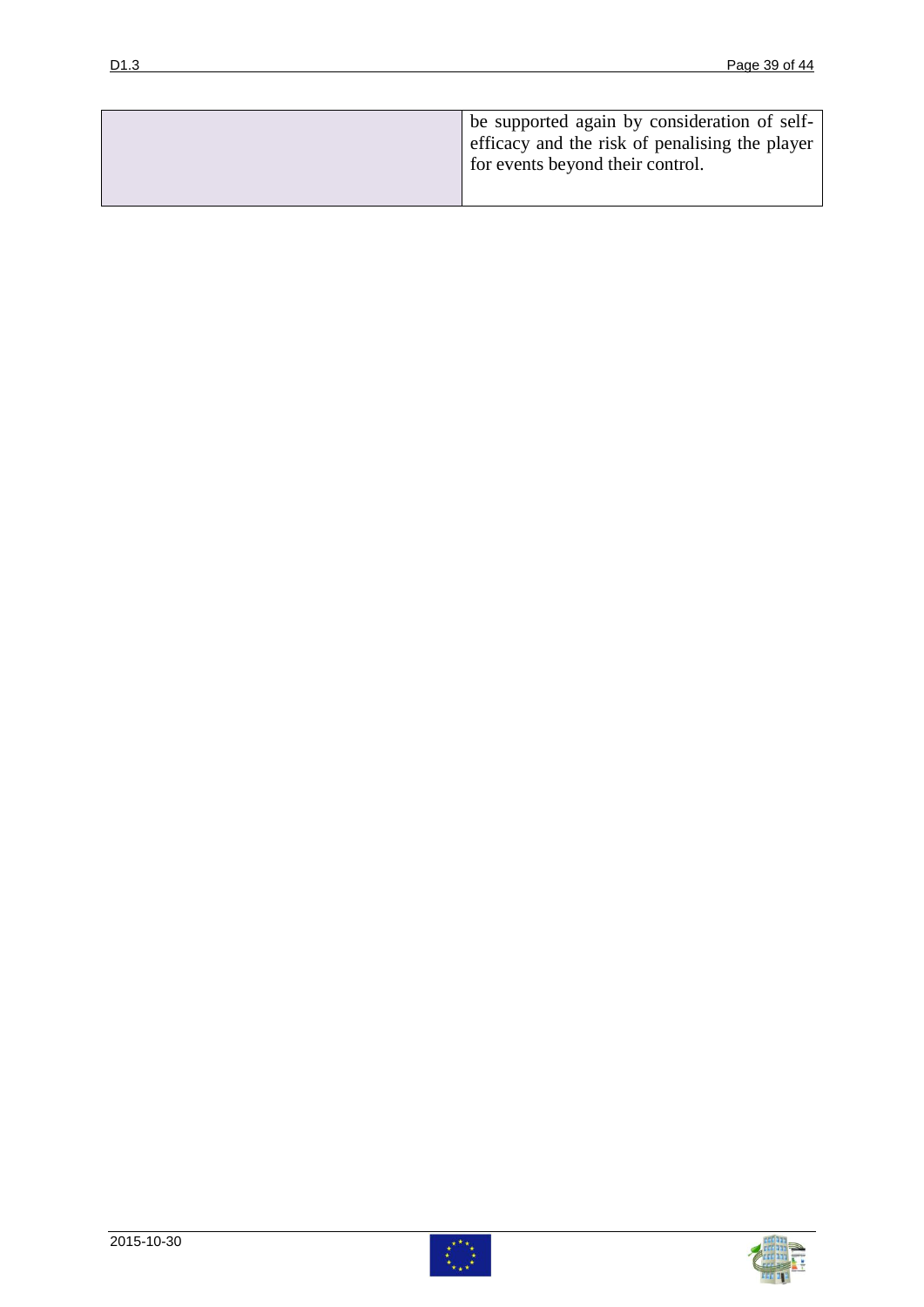|  | be supported again by consideration of self-efficacy and the risk of penalising the player for events beyond their control. |
|---|---|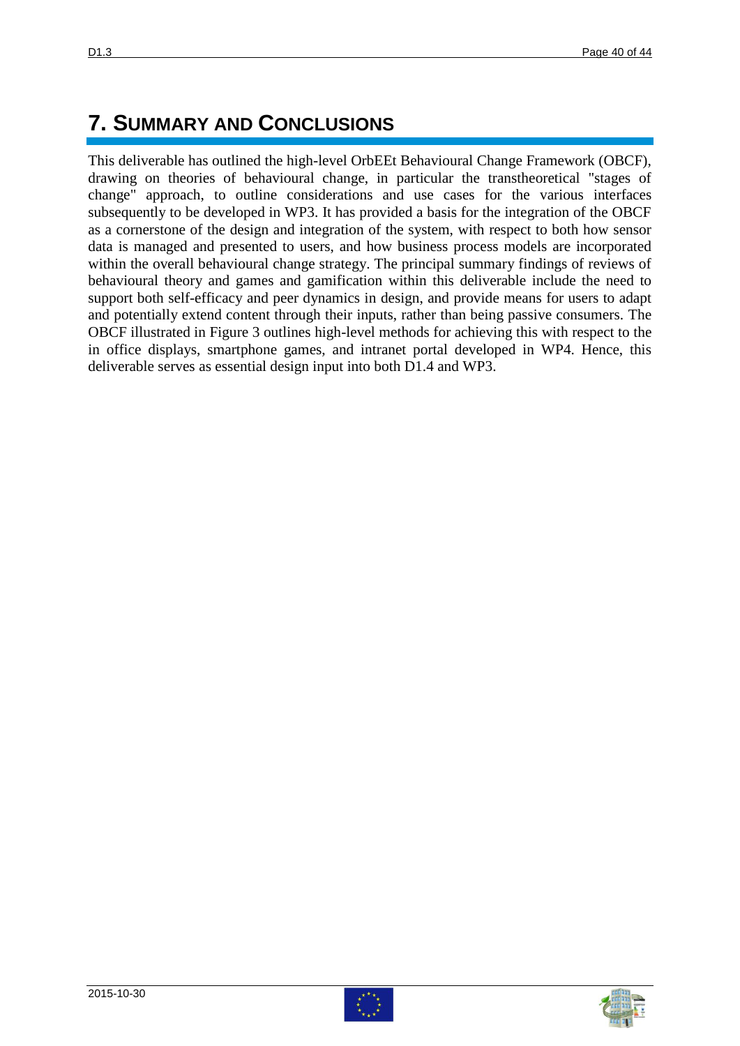# 7. Summary and Conclusions

This deliverable has outlined the high-level OrbEEt Behavioural Change Framework (OBCF), drawing on theories of behavioural change, in particular the transtheoretical "stages of change" approach, to outline considerations and use cases for the various interfaces subsequently to be developed in WP3. It has provided a basis for the integration of the OBCF as a cornerstone of the design and integration of the system, with respect to both how sensor data is managed and presented to users, and how business process models are incorporated within the overall behavioural change strategy. The principal summary findings of reviews of behavioural theory and games and gamification within this deliverable include the need to support both self-efficacy and peer dynamics in design, and provide means for users to adapt and potentially extend content through their inputs, rather than being passive consumers. The OBCF illustrated in Figure 3 outlines high-level methods for achieving this with respect to the in office displays, smartphone games, and intranet portal developed in WP4. Hence, this deliverable serves as essential design input into both D1.4 and WP3.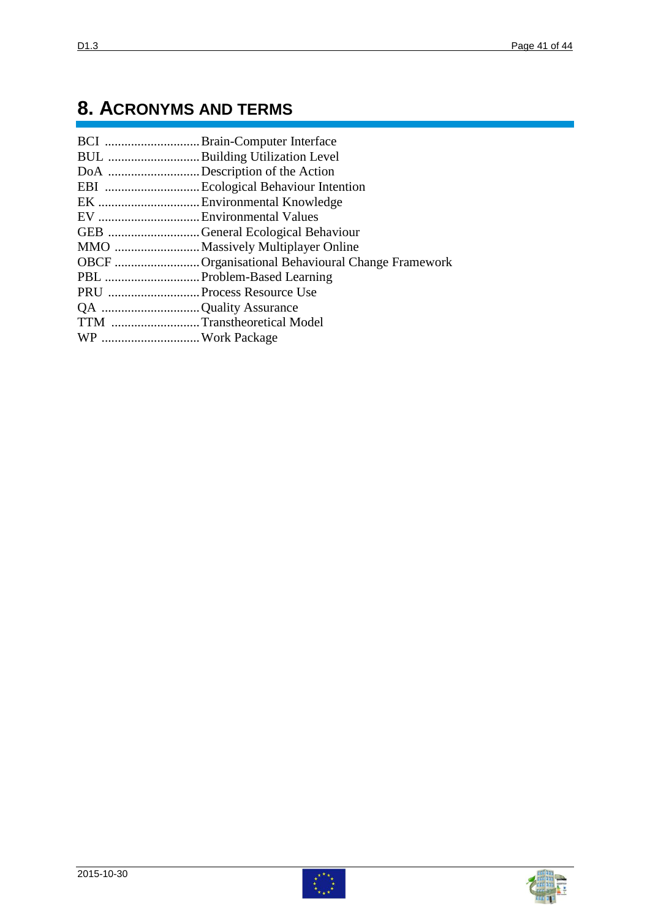# 8. Acronyms and Terms

BCI ............................. Brain-Computer Interface
BUL ............................ Building Utilization Level
DoA ............................ Description of the Action
EBI ............................. Ecological Behaviour Intention
EK ............................... Environmental Knowledge
EV ............................... Environmental Values
GEB ............................ General Ecological Behaviour
MMO .......................... Massively Multiplayer Online
OBCF .......................... Organisational Behavioural Change Framework
PBL ............................. Problem-Based Learning
PRU ............................ Process Resource Use
QA .............................. Quality Assurance
TTM ........................... Transtheoretical Model
WP .............................. Work Package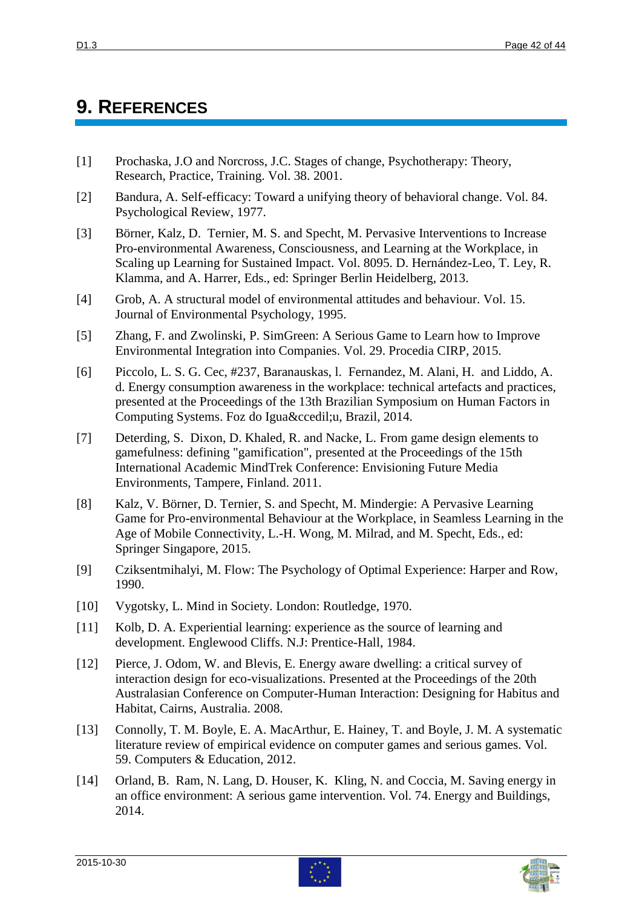# 9. REFERENCES

[1] Prochaska, J.O and Norcross, J.C. Stages of change, Psychotherapy: Theory, Research, Practice, Training. Vol. 38. 2001.

[2] Bandura, A. Self-efficacy: Toward a unifying theory of behavioral change. Vol. 84. Psychological Review, 1977.

[3] Börner, Kalz, D. Ternier, M. S. and Specht, M. Pervasive Interventions to Increase Pro-environmental Awareness, Consciousness, and Learning at the Workplace, in Scaling up Learning for Sustained Impact. Vol. 8095. D. Hernández-Leo, T. Ley, R. Klamma, and A. Harrer, Eds., ed: Springer Berlin Heidelberg, 2013.

[4] Grob, A. A structural model of environmental attitudes and behaviour. Vol. 15. Journal of Environmental Psychology, 1995.

[5] Zhang, F. and Zwolinski, P. SimGreen: A Serious Game to Learn how to Improve Environmental Integration into Companies. Vol. 29. Procedia CIRP, 2015.

[6] Piccolo, L. S. G. Cec, #237, Baranauskas, l. Fernandez, M. Alani, H. and Liddo, A. d. Energy consumption awareness in the workplace: technical artefacts and practices, presented at the Proceedings of the 13th Brazilian Symposium on Human Factors in Computing Systems. Foz do Igua&ccedil;u, Brazil, 2014.

[7] Deterding, S. Dixon, D. Khaled, R. and Nacke, L. From game design elements to gamefulness: defining "gamification", presented at the Proceedings of the 15th International Academic MindTrek Conference: Envisioning Future Media Environments, Tampere, Finland. 2011.

[8] Kalz, V. Börner, D. Ternier, S. and Specht, M. Mindergie: A Pervasive Learning Game for Pro-environmental Behaviour at the Workplace, in Seamless Learning in the Age of Mobile Connectivity, L.-H. Wong, M. Milrad, and M. Specht, Eds., ed: Springer Singapore, 2015.

[9] Cziksentmihalyi, M. Flow: The Psychology of Optimal Experience: Harper and Row, 1990.

[10] Vygotsky, L. Mind in Society. London: Routledge, 1970.

[11] Kolb, D. A. Experiential learning: experience as the source of learning and development. Englewood Cliffs. N.J: Prentice-Hall, 1984.

[12] Pierce, J. Odom, W. and Blevis, E. Energy aware dwelling: a critical survey of interaction design for eco-visualizations. Presented at the Proceedings of the 20th Australasian Conference on Computer-Human Interaction: Designing for Habitus and Habitat, Cairns, Australia. 2008.

[13] Connolly, T. M. Boyle, E. A. MacArthur, E. Hainey, T. and Boyle, J. M. A systematic literature review of empirical evidence on computer games and serious games. Vol. 59. Computers & Education, 2012.

[14] Orland, B. Ram, N. Lang, D. Houser, K. Kling, N. and Coccia, M. Saving energy in an office environment: A serious game intervention. Vol. 74. Energy and Buildings, 2014.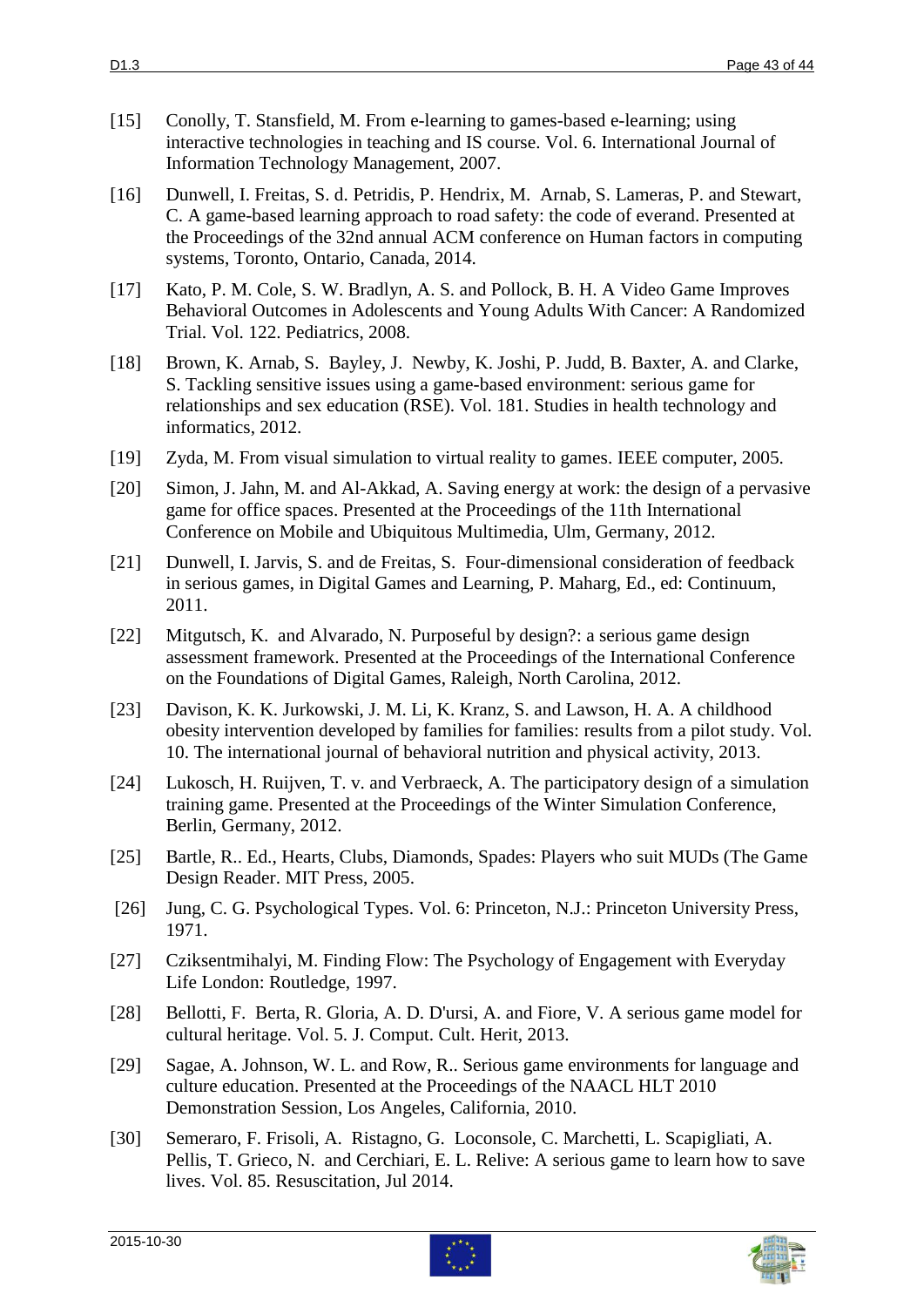[15] Conolly, T. Stansfield, M. From e-learning to games-based e-learning; using interactive technologies in teaching and IS course. Vol. 6. International Journal of Information Technology Management, 2007.

[16] Dunwell, I. Freitas, S. d. Petridis, P. Hendrix, M. Arnab, S. Lameras, P. and Stewart, C. A game-based learning approach to road safety: the code of everand. Presented at the Proceedings of the 32nd annual ACM conference on Human factors in computing systems, Toronto, Ontario, Canada, 2014.

[17] Kato, P. M. Cole, S. W. Bradlyn, A. S. and Pollock, B. H. A Video Game Improves Behavioral Outcomes in Adolescents and Young Adults With Cancer: A Randomized Trial. Vol. 122. Pediatrics, 2008.

[18] Brown, K. Arnab, S. Bayley, J. Newby, K. Joshi, P. Judd, B. Baxter, A. and Clarke, S. Tackling sensitive issues using a game-based environment: serious game for relationships and sex education (RSE). Vol. 181. Studies in health technology and informatics, 2012.

[19] Zyda, M. From visual simulation to virtual reality to games. IEEE computer, 2005.

[20] Simon, J. Jahn, M. and Al-Akkad, A. Saving energy at work: the design of a pervasive game for office spaces. Presented at the Proceedings of the 11th International Conference on Mobile and Ubiquitous Multimedia, Ulm, Germany, 2012.

[21] Dunwell, I. Jarvis, S. and de Freitas, S. Four-dimensional consideration of feedback in serious games, in Digital Games and Learning, P. Maharg, Ed., ed: Continuum, 2011.

[22] Mitgutsch, K. and Alvarado, N. Purposeful by design?: a serious game design assessment framework. Presented at the Proceedings of the International Conference on the Foundations of Digital Games, Raleigh, North Carolina, 2012.

[23] Davison, K. K. Jurkowski, J. M. Li, K. Kranz, S. and Lawson, H. A. A childhood obesity intervention developed by families for families: results from a pilot study. Vol. 10. The international journal of behavioral nutrition and physical activity, 2013.

[24] Lukosch, H. Ruijven, T. v. and Verbraeck, A. The participatory design of a simulation training game. Presented at the Proceedings of the Winter Simulation Conference, Berlin, Germany, 2012.

[25] Bartle, R.. Ed., Hearts, Clubs, Diamonds, Spades: Players who suit MUDs (The Game Design Reader. MIT Press, 2005.

[26] Jung, C. G. Psychological Types. Vol. 6: Princeton, N.J.: Princeton University Press, 1971.

[27] Cziksentmihalyi, M. Finding Flow: The Psychology of Engagement with Everyday Life London: Routledge, 1997.

[28] Bellotti, F. Berta, R. Gloria, A. D. D'ursi, A. and Fiore, V. A serious game model for cultural heritage. Vol. 5. J. Comput. Cult. Herit, 2013.

[29] Sagae, A. Johnson, W. L. and Row, R.. Serious game environments for language and culture education. Presented at the Proceedings of the NAACL HLT 2010 Demonstration Session, Los Angeles, California, 2010.

[30] Semeraro, F. Frisoli, A. Ristagno, G. Loconsole, C. Marchetti, L. Scapigliati, A. Pellis, T. Grieco, N. and Cerchiari, E. L. Relive: A serious game to learn how to save lives. Vol. 85. Resuscitation, Jul 2014.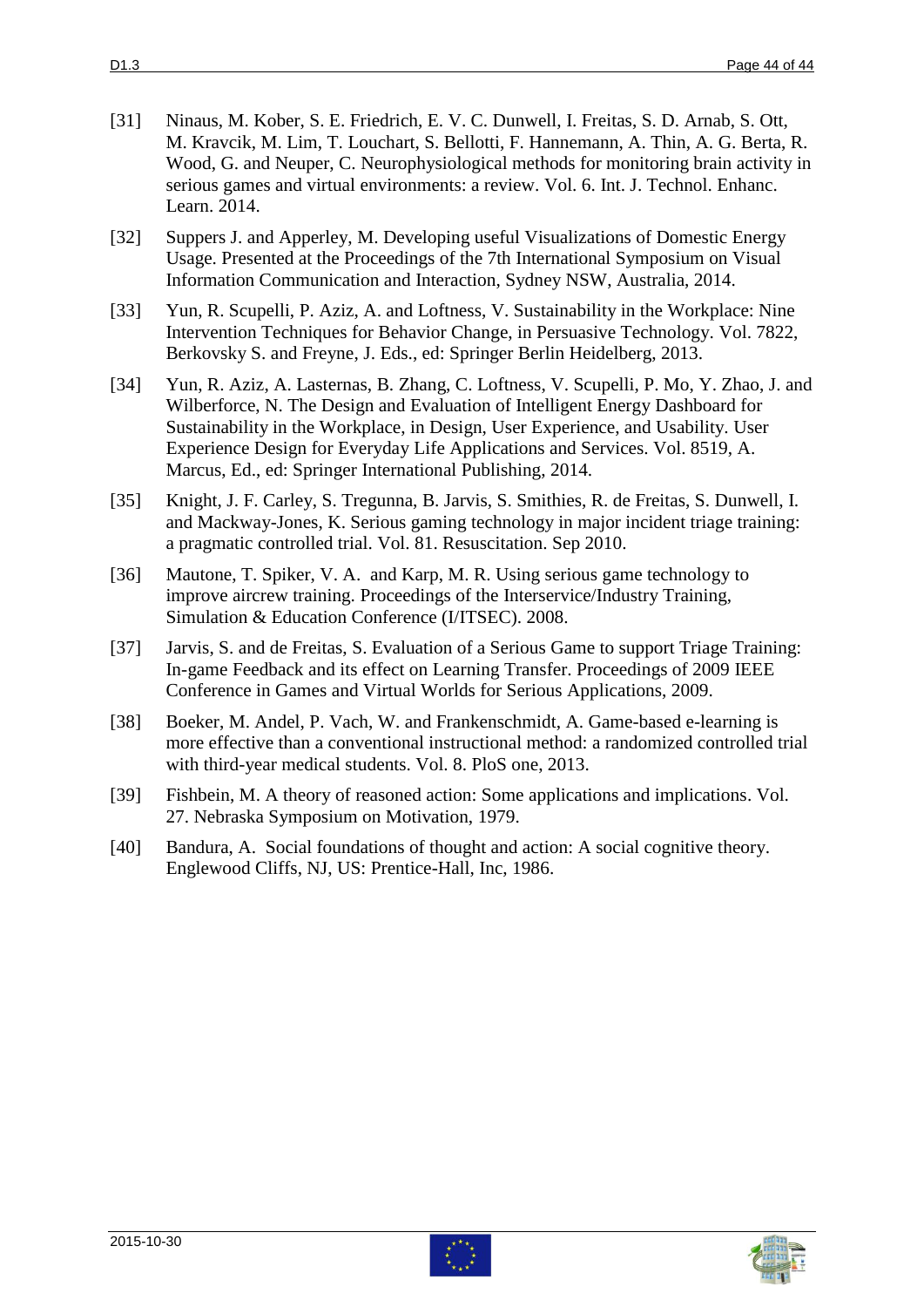[31] Ninaus, M. Kober, S. E. Friedrich, E. V. C. Dunwell, I. Freitas, S. D. Arnab, S. Ott, M. Kravcik, M. Lim, T. Louchart, S. Bellotti, F. Hannemann, A. Thin, A. G. Berta, R. Wood, G. and Neuper, C. Neurophysiological methods for monitoring brain activity in serious games and virtual environments: a review. Vol. 6. Int. J. Technol. Enhanc. Learn. 2014.

[32] Suppers J. and Apperley, M. Developing useful Visualizations of Domestic Energy Usage. Presented at the Proceedings of the 7th International Symposium on Visual Information Communication and Interaction, Sydney NSW, Australia, 2014.

[33] Yun, R. Scupelli, P. Aziz, A. and Loftness, V. Sustainability in the Workplace: Nine Intervention Techniques for Behavior Change, in Persuasive Technology. Vol. 7822, Berkovsky S. and Freyne, J. Eds., ed: Springer Berlin Heidelberg, 2013.

[34] Yun, R. Aziz, A. Lasternas, B. Zhang, C. Loftness, V. Scupelli, P. Mo, Y. Zhao, J. and Wilberforce, N. The Design and Evaluation of Intelligent Energy Dashboard for Sustainability in the Workplace, in Design, User Experience, and Usability. User Experience Design for Everyday Life Applications and Services. Vol. 8519, A. Marcus, Ed., ed: Springer International Publishing, 2014.

[35] Knight, J. F. Carley, S. Tregunna, B. Jarvis, S. Smithies, R. de Freitas, S. Dunwell, I. and Mackway-Jones, K. Serious gaming technology in major incident triage training: a pragmatic controlled trial. Vol. 81. Resuscitation. Sep 2010.

[36] Mautone, T. Spiker, V. A. and Karp, M. R. Using serious game technology to improve aircrew training. Proceedings of the Interservice/Industry Training, Simulation & Education Conference (I/ITSEC). 2008.

[37] Jarvis, S. and de Freitas, S. Evaluation of a Serious Game to support Triage Training: In-game Feedback and its effect on Learning Transfer. Proceedings of 2009 IEEE Conference in Games and Virtual Worlds for Serious Applications, 2009.

[38] Boeker, M. Andel, P. Vach, W. and Frankenschmidt, A. Game-based e-learning is more effective than a conventional instructional method: a randomized controlled trial with third-year medical students. Vol. 8. PloS one, 2013.

[39] Fishbein, M. A theory of reasoned action: Some applications and implications. Vol. 27. Nebraska Symposium on Motivation, 1979.

[40] Bandura, A. Social foundations of thought and action: A social cognitive theory. Englewood Cliffs, NJ, US: Prentice-Hall, Inc, 1986.